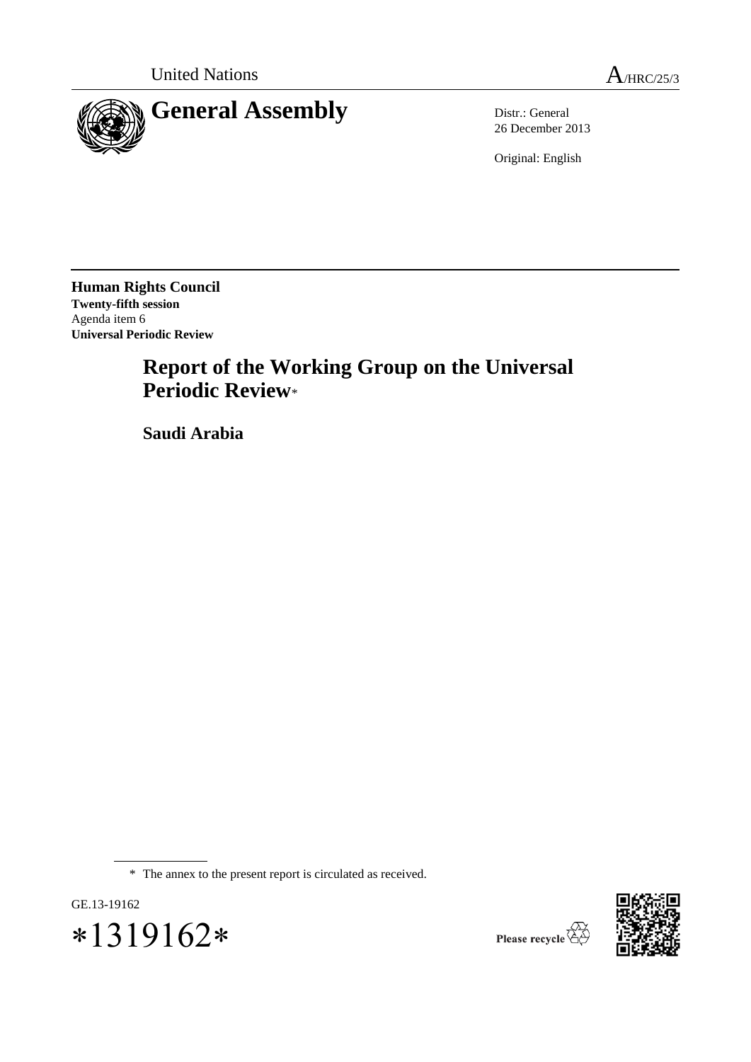United Nations A/HRC/25/3

# General Assembly

Distr.: General
26 December 2013

Original: English

**Human Rights Council**
**Twenty-fifth session**
Agenda item 6
**Universal Periodic Review**

# Report of the Working Group on the Universal Periodic Review*

## Saudi Arabia

\* The annex to the present report is circulated as received.

GE.13-19162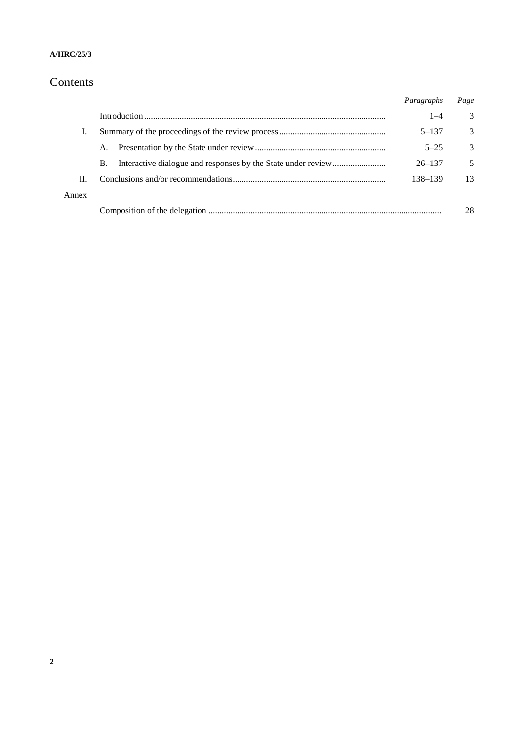# Contents

| | | Paragraphs | Page |
|---|---|---|---|
| | Introduction | 1–4 | 3 |
| I. | Summary of the proceedings of the review process | 5–137 | 3 |
| | A. Presentation by the State under review | 5–25 | 3 |
| | B. Interactive dialogue and responses by the State under review | 26–137 | 5 |
| II. | Conclusions and/or recommendations | 138–139 | 13 |
| Annex | | | |
| | Composition of the delegation | | 28 |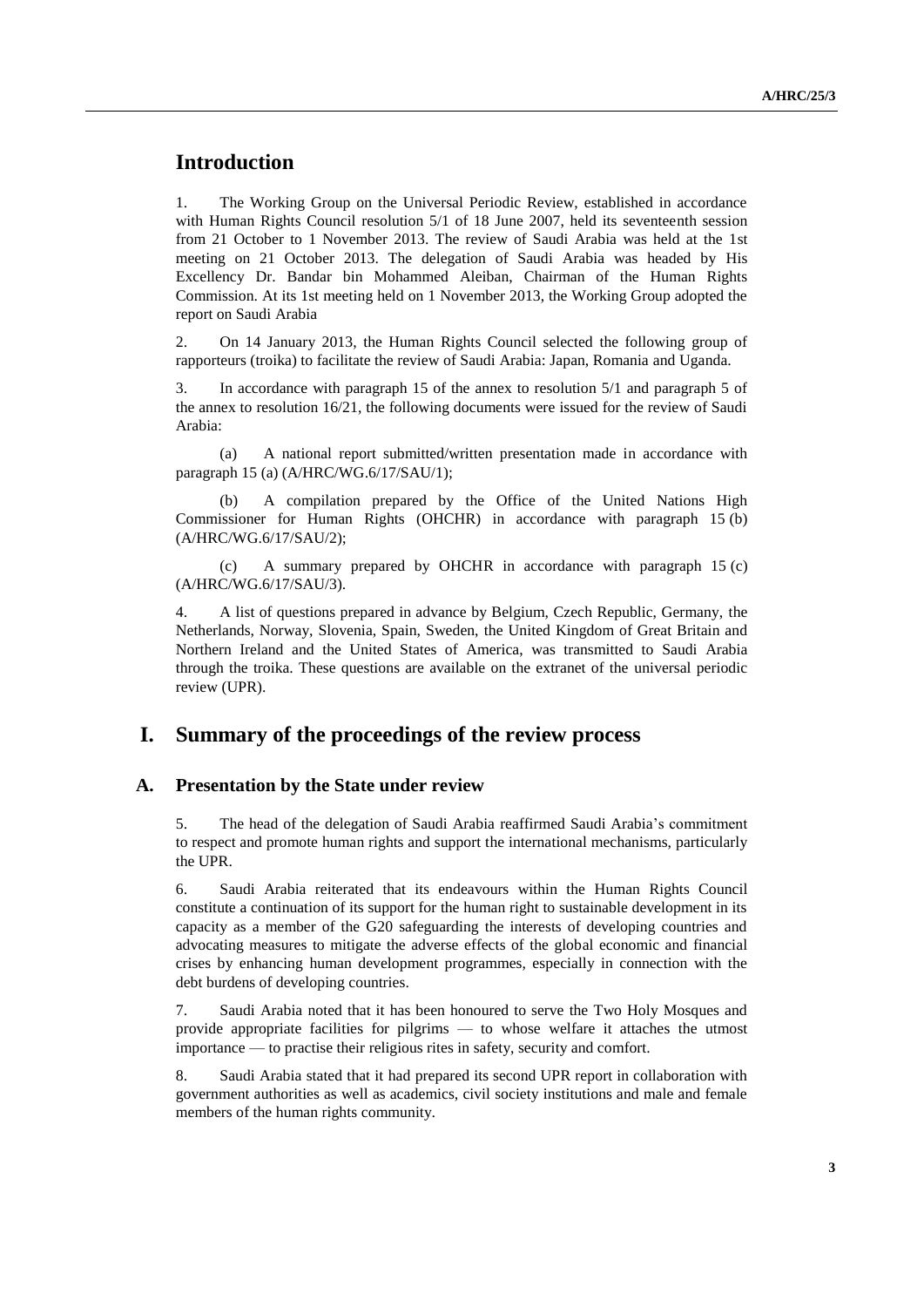# Introduction

1. The Working Group on the Universal Periodic Review, established in accordance with Human Rights Council resolution 5/1 of 18 June 2007, held its seventeenth session from 21 October to 1 November 2013. The review of Saudi Arabia was held at the 1st meeting on 21 October 2013. The delegation of Saudi Arabia was headed by His Excellency Dr. Bandar bin Mohammed Aleiban, Chairman of the Human Rights Commission. At its 1st meeting held on 1 November 2013, the Working Group adopted the report on Saudi Arabia

2. On 14 January 2013, the Human Rights Council selected the following group of rapporteurs (troika) to facilitate the review of Saudi Arabia: Japan, Romania and Uganda.

3. In accordance with paragraph 15 of the annex to resolution 5/1 and paragraph 5 of the annex to resolution 16/21, the following documents were issued for the review of Saudi Arabia:

(a) A national report submitted/written presentation made in accordance with paragraph 15 (a) (A/HRC/WG.6/17/SAU/1);

(b) A compilation prepared by the Office of the United Nations High Commissioner for Human Rights (OHCHR) in accordance with paragraph 15 (b) (A/HRC/WG.6/17/SAU/2);

(c) A summary prepared by OHCHR in accordance with paragraph 15 (c) (A/HRC/WG.6/17/SAU/3).

4. A list of questions prepared in advance by Belgium, Czech Republic, Germany, the Netherlands, Norway, Slovenia, Spain, Sweden, the United Kingdom of Great Britain and Northern Ireland and the United States of America, was transmitted to Saudi Arabia through the troika. These questions are available on the extranet of the universal periodic review (UPR).

# I. Summary of the proceedings of the review process

## A. Presentation by the State under review

5. The head of the delegation of Saudi Arabia reaffirmed Saudi Arabia's commitment to respect and promote human rights and support the international mechanisms, particularly the UPR.

6. Saudi Arabia reiterated that its endeavours within the Human Rights Council constitute a continuation of its support for the human right to sustainable development in its capacity as a member of the G20 safeguarding the interests of developing countries and advocating measures to mitigate the adverse effects of the global economic and financial crises by enhancing human development programmes, especially in connection with the debt burdens of developing countries.

7. Saudi Arabia noted that it has been honoured to serve the Two Holy Mosques and provide appropriate facilities for pilgrims — to whose welfare it attaches the utmost importance — to practise their religious rites in safety, security and comfort.

8. Saudi Arabia stated that it had prepared its second UPR report in collaboration with government authorities as well as academics, civil society institutions and male and female members of the human rights community.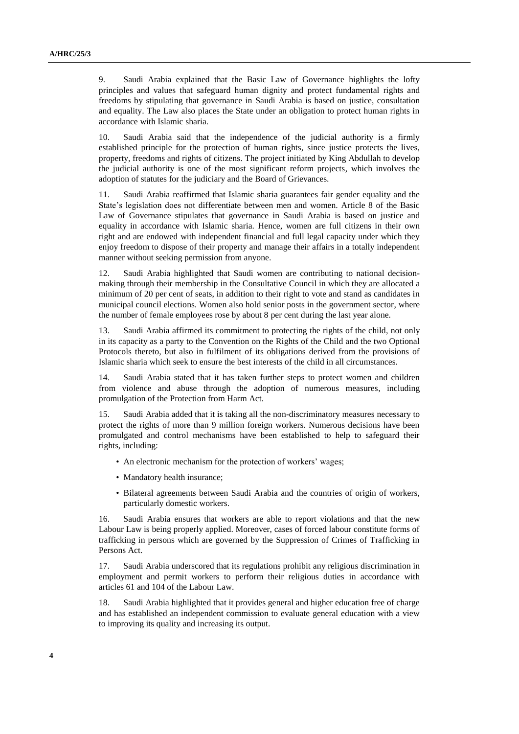9. Saudi Arabia explained that the Basic Law of Governance highlights the lofty principles and values that safeguard human dignity and protect fundamental rights and freedoms by stipulating that governance in Saudi Arabia is based on justice, consultation and equality. The Law also places the State under an obligation to protect human rights in accordance with Islamic sharia.

10. Saudi Arabia said that the independence of the judicial authority is a firmly established principle for the protection of human rights, since justice protects the lives, property, freedoms and rights of citizens. The project initiated by King Abdullah to develop the judicial authority is one of the most significant reform projects, which involves the adoption of statutes for the judiciary and the Board of Grievances.

11. Saudi Arabia reaffirmed that Islamic sharia guarantees fair gender equality and the State's legislation does not differentiate between men and women. Article 8 of the Basic Law of Governance stipulates that governance in Saudi Arabia is based on justice and equality in accordance with Islamic sharia. Hence, women are full citizens in their own right and are endowed with independent financial and full legal capacity under which they enjoy freedom to dispose of their property and manage their affairs in a totally independent manner without seeking permission from anyone.

12. Saudi Arabia highlighted that Saudi women are contributing to national decision-making through their membership in the Consultative Council in which they are allocated a minimum of 20 per cent of seats, in addition to their right to vote and stand as candidates in municipal council elections. Women also hold senior posts in the government sector, where the number of female employees rose by about 8 per cent during the last year alone.

13. Saudi Arabia affirmed its commitment to protecting the rights of the child, not only in its capacity as a party to the Convention on the Rights of the Child and the two Optional Protocols thereto, but also in fulfilment of its obligations derived from the provisions of Islamic sharia which seek to ensure the best interests of the child in all circumstances.

14. Saudi Arabia stated that it has taken further steps to protect women and children from violence and abuse through the adoption of numerous measures, including promulgation of the Protection from Harm Act.

15. Saudi Arabia added that it is taking all the non-discriminatory measures necessary to protect the rights of more than 9 million foreign workers. Numerous decisions have been promulgated and control mechanisms have been established to help to safeguard their rights, including:

- An electronic mechanism for the protection of workers' wages;
- Mandatory health insurance;
- Bilateral agreements between Saudi Arabia and the countries of origin of workers, particularly domestic workers.

16. Saudi Arabia ensures that workers are able to report violations and that the new Labour Law is being properly applied. Moreover, cases of forced labour constitute forms of trafficking in persons which are governed by the Suppression of Crimes of Trafficking in Persons Act.

17. Saudi Arabia underscored that its regulations prohibit any religious discrimination in employment and permit workers to perform their religious duties in accordance with articles 61 and 104 of the Labour Law.

18. Saudi Arabia highlighted that it provides general and higher education free of charge and has established an independent commission to evaluate general education with a view to improving its quality and increasing its output.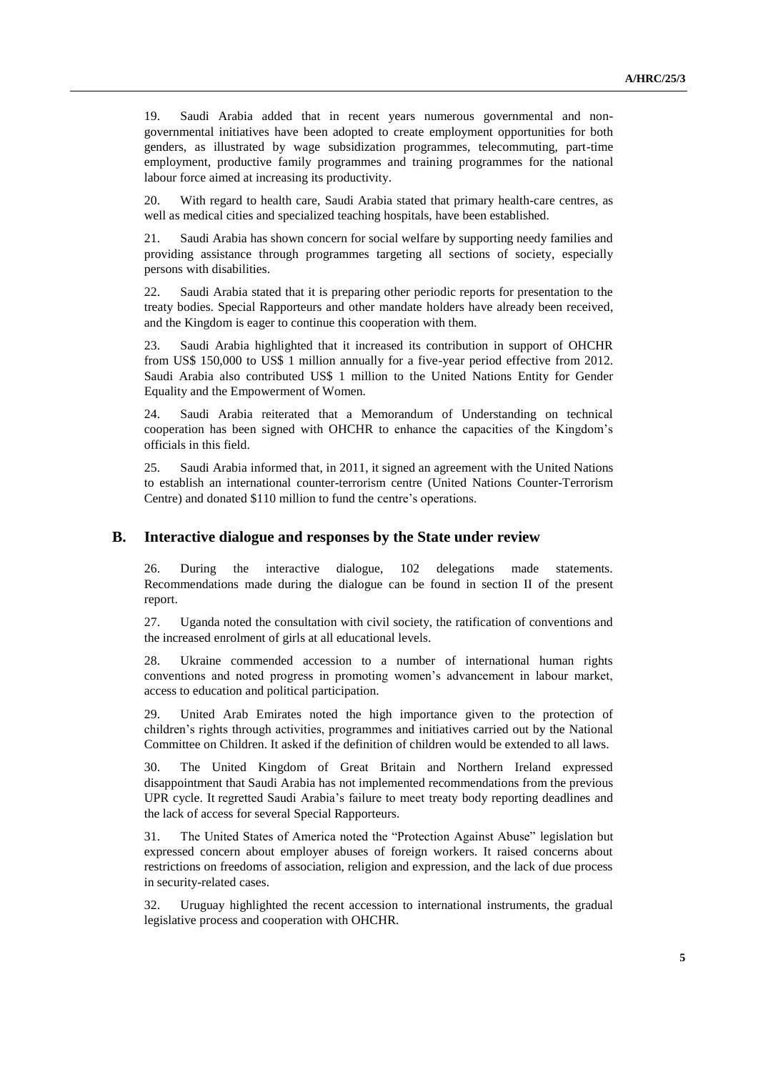19. Saudi Arabia added that in recent years numerous governmental and non-governmental initiatives have been adopted to create employment opportunities for both genders, as illustrated by wage subsidization programmes, telecommuting, part-time employment, productive family programmes and training programmes for the national labour force aimed at increasing its productivity.

20. With regard to health care, Saudi Arabia stated that primary health-care centres, as well as medical cities and specialized teaching hospitals, have been established.

21. Saudi Arabia has shown concern for social welfare by supporting needy families and providing assistance through programmes targeting all sections of society, especially persons with disabilities.

22. Saudi Arabia stated that it is preparing other periodic reports for presentation to the treaty bodies. Special Rapporteurs and other mandate holders have already been received, and the Kingdom is eager to continue this cooperation with them.

23. Saudi Arabia highlighted that it increased its contribution in support of OHCHR from US$ 150,000 to US$ 1 million annually for a five-year period effective from 2012. Saudi Arabia also contributed US$ 1 million to the United Nations Entity for Gender Equality and the Empowerment of Women.

24. Saudi Arabia reiterated that a Memorandum of Understanding on technical cooperation has been signed with OHCHR to enhance the capacities of the Kingdom's officials in this field.

25. Saudi Arabia informed that, in 2011, it signed an agreement with the United Nations to establish an international counter-terrorism centre (United Nations Counter-Terrorism Centre) and donated $110 million to fund the centre's operations.

## B. Interactive dialogue and responses by the State under review

26. During the interactive dialogue, 102 delegations made statements. Recommendations made during the dialogue can be found in section II of the present report.

27. Uganda noted the consultation with civil society, the ratification of conventions and the increased enrolment of girls at all educational levels.

28. Ukraine commended accession to a number of international human rights conventions and noted progress in promoting women's advancement in labour market, access to education and political participation.

29. United Arab Emirates noted the high importance given to the protection of children's rights through activities, programmes and initiatives carried out by the National Committee on Children. It asked if the definition of children would be extended to all laws.

30. The United Kingdom of Great Britain and Northern Ireland expressed disappointment that Saudi Arabia has not implemented recommendations from the previous UPR cycle. It regretted Saudi Arabia's failure to meet treaty body reporting deadlines and the lack of access for several Special Rapporteurs.

31. The United States of America noted the "Protection Against Abuse" legislation but expressed concern about employer abuses of foreign workers. It raised concerns about restrictions on freedoms of association, religion and expression, and the lack of due process in security-related cases.

32. Uruguay highlighted the recent accession to international instruments, the gradual legislative process and cooperation with OHCHR.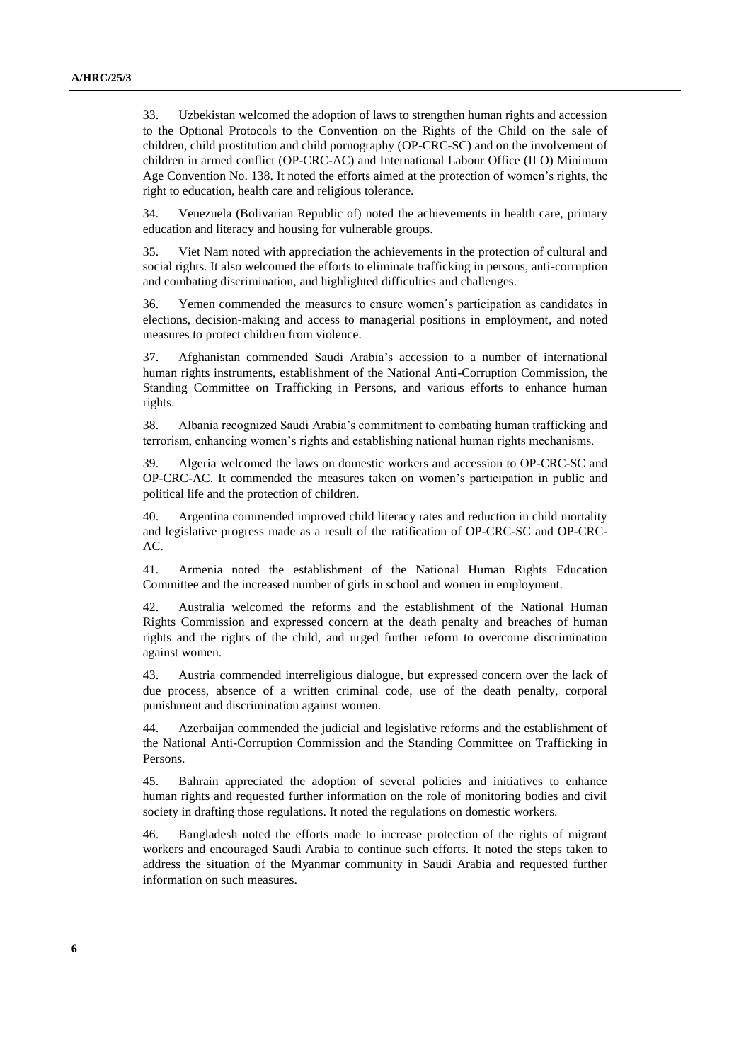33. Uzbekistan welcomed the adoption of laws to strengthen human rights and accession to the Optional Protocols to the Convention on the Rights of the Child on the sale of children, child prostitution and child pornography (OP-CRC-SC) and on the involvement of children in armed conflict (OP-CRC-AC) and International Labour Office (ILO) Minimum Age Convention No. 138. It noted the efforts aimed at the protection of women's rights, the right to education, health care and religious tolerance.

34. Venezuela (Bolivarian Republic of) noted the achievements in health care, primary education and literacy and housing for vulnerable groups.

35. Viet Nam noted with appreciation the achievements in the protection of cultural and social rights. It also welcomed the efforts to eliminate trafficking in persons, anti-corruption and combating discrimination, and highlighted difficulties and challenges.

36. Yemen commended the measures to ensure women's participation as candidates in elections, decision-making and access to managerial positions in employment, and noted measures to protect children from violence.

37. Afghanistan commended Saudi Arabia's accession to a number of international human rights instruments, establishment of the National Anti-Corruption Commission, the Standing Committee on Trafficking in Persons, and various efforts to enhance human rights.

38. Albania recognized Saudi Arabia's commitment to combating human trafficking and terrorism, enhancing women's rights and establishing national human rights mechanisms.

39. Algeria welcomed the laws on domestic workers and accession to OP-CRC-SC and OP-CRC-AC. It commended the measures taken on women's participation in public and political life and the protection of children.

40. Argentina commended improved child literacy rates and reduction in child mortality and legislative progress made as a result of the ratification of OP-CRC-SC and OP-CRC-AC.

41. Armenia noted the establishment of the National Human Rights Education Committee and the increased number of girls in school and women in employment.

42. Australia welcomed the reforms and the establishment of the National Human Rights Commission and expressed concern at the death penalty and breaches of human rights and the rights of the child, and urged further reform to overcome discrimination against women.

43. Austria commended interreligious dialogue, but expressed concern over the lack of due process, absence of a written criminal code, use of the death penalty, corporal punishment and discrimination against women.

44. Azerbaijan commended the judicial and legislative reforms and the establishment of the National Anti-Corruption Commission and the Standing Committee on Trafficking in Persons.

45. Bahrain appreciated the adoption of several policies and initiatives to enhance human rights and requested further information on the role of monitoring bodies and civil society in drafting those regulations. It noted the regulations on domestic workers.

46. Bangladesh noted the efforts made to increase protection of the rights of migrant workers and encouraged Saudi Arabia to continue such efforts. It noted the steps taken to address the situation of the Myanmar community in Saudi Arabia and requested further information on such measures.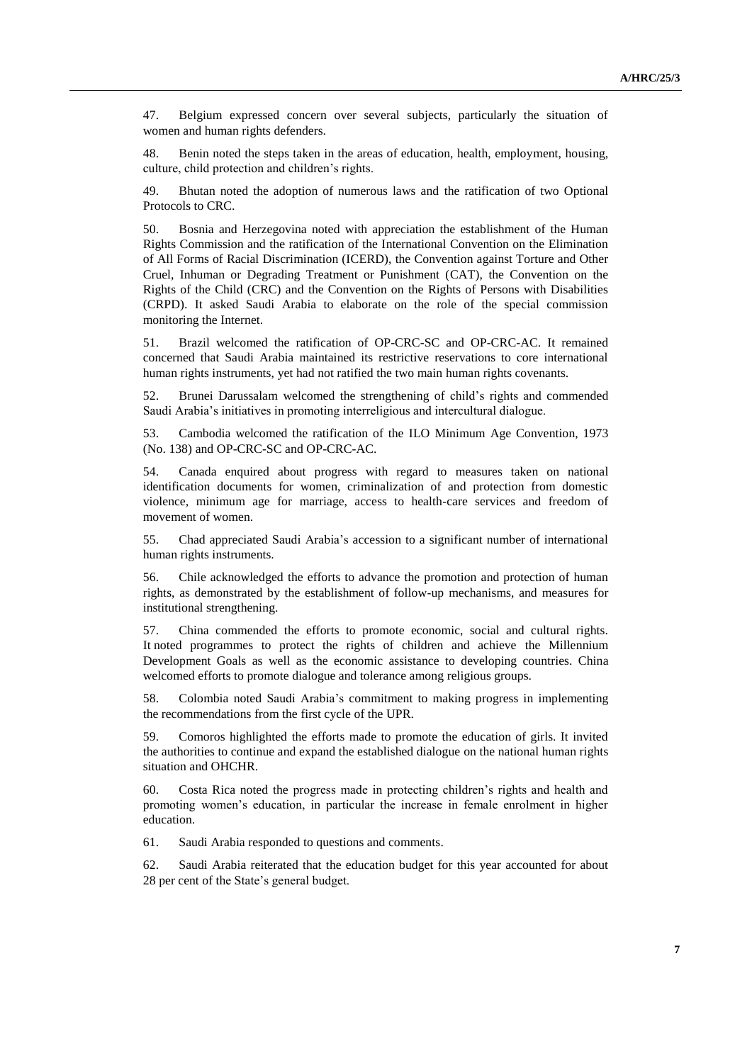47. Belgium expressed concern over several subjects, particularly the situation of women and human rights defenders.

48. Benin noted the steps taken in the areas of education, health, employment, housing, culture, child protection and children's rights.

49. Bhutan noted the adoption of numerous laws and the ratification of two Optional Protocols to CRC.

50. Bosnia and Herzegovina noted with appreciation the establishment of the Human Rights Commission and the ratification of the International Convention on the Elimination of All Forms of Racial Discrimination (ICERD), the Convention against Torture and Other Cruel, Inhuman or Degrading Treatment or Punishment (CAT), the Convention on the Rights of the Child (CRC) and the Convention on the Rights of Persons with Disabilities (CRPD). It asked Saudi Arabia to elaborate on the role of the special commission monitoring the Internet.

51. Brazil welcomed the ratification of OP-CRC-SC and OP-CRC-AC. It remained concerned that Saudi Arabia maintained its restrictive reservations to core international human rights instruments, yet had not ratified the two main human rights covenants.

52. Brunei Darussalam welcomed the strengthening of child's rights and commended Saudi Arabia's initiatives in promoting interreligious and intercultural dialogue.

53. Cambodia welcomed the ratification of the ILO Minimum Age Convention, 1973 (No. 138) and OP-CRC-SC and OP-CRC-AC.

54. Canada enquired about progress with regard to measures taken on national identification documents for women, criminalization of and protection from domestic violence, minimum age for marriage, access to health-care services and freedom of movement of women.

55. Chad appreciated Saudi Arabia's accession to a significant number of international human rights instruments.

56. Chile acknowledged the efforts to advance the promotion and protection of human rights, as demonstrated by the establishment of follow-up mechanisms, and measures for institutional strengthening.

57. China commended the efforts to promote economic, social and cultural rights. It noted programmes to protect the rights of children and achieve the Millennium Development Goals as well as the economic assistance to developing countries. China welcomed efforts to promote dialogue and tolerance among religious groups.

58. Colombia noted Saudi Arabia's commitment to making progress in implementing the recommendations from the first cycle of the UPR.

59. Comoros highlighted the efforts made to promote the education of girls. It invited the authorities to continue and expand the established dialogue on the national human rights situation and OHCHR.

60. Costa Rica noted the progress made in protecting children's rights and health and promoting women's education, in particular the increase in female enrolment in higher education.

61. Saudi Arabia responded to questions and comments.

62. Saudi Arabia reiterated that the education budget for this year accounted for about 28 per cent of the State's general budget.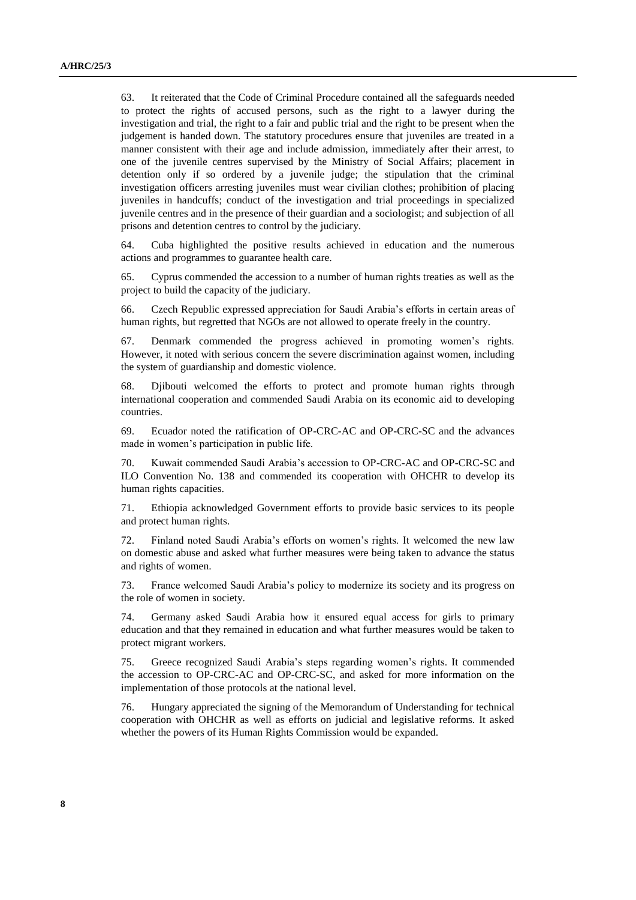63. It reiterated that the Code of Criminal Procedure contained all the safeguards needed to protect the rights of accused persons, such as the right to a lawyer during the investigation and trial, the right to a fair and public trial and the right to be present when the judgement is handed down. The statutory procedures ensure that juveniles are treated in a manner consistent with their age and include admission, immediately after their arrest, to one of the juvenile centres supervised by the Ministry of Social Affairs; placement in detention only if so ordered by a juvenile judge; the stipulation that the criminal investigation officers arresting juveniles must wear civilian clothes; prohibition of placing juveniles in handcuffs; conduct of the investigation and trial proceedings in specialized juvenile centres and in the presence of their guardian and a sociologist; and subjection of all prisons and detention centres to control by the judiciary.

64. Cuba highlighted the positive results achieved in education and the numerous actions and programmes to guarantee health care.

65. Cyprus commended the accession to a number of human rights treaties as well as the project to build the capacity of the judiciary.

66. Czech Republic expressed appreciation for Saudi Arabia's efforts in certain areas of human rights, but regretted that NGOs are not allowed to operate freely in the country.

67. Denmark commended the progress achieved in promoting women's rights. However, it noted with serious concern the severe discrimination against women, including the system of guardianship and domestic violence.

68. Djibouti welcomed the efforts to protect and promote human rights through international cooperation and commended Saudi Arabia on its economic aid to developing countries.

69. Ecuador noted the ratification of OP-CRC-AC and OP-CRC-SC and the advances made in women's participation in public life.

70. Kuwait commended Saudi Arabia's accession to OP-CRC-AC and OP-CRC-SC and ILO Convention No. 138 and commended its cooperation with OHCHR to develop its human rights capacities.

71. Ethiopia acknowledged Government efforts to provide basic services to its people and protect human rights.

72. Finland noted Saudi Arabia's efforts on women's rights. It welcomed the new law on domestic abuse and asked what further measures were being taken to advance the status and rights of women.

73. France welcomed Saudi Arabia's policy to modernize its society and its progress on the role of women in society.

74. Germany asked Saudi Arabia how it ensured equal access for girls to primary education and that they remained in education and what further measures would be taken to protect migrant workers.

75. Greece recognized Saudi Arabia's steps regarding women's rights. It commended the accession to OP-CRC-AC and OP-CRC-SC, and asked for more information on the implementation of those protocols at the national level.

76. Hungary appreciated the signing of the Memorandum of Understanding for technical cooperation with OHCHR as well as efforts on judicial and legislative reforms. It asked whether the powers of its Human Rights Commission would be expanded.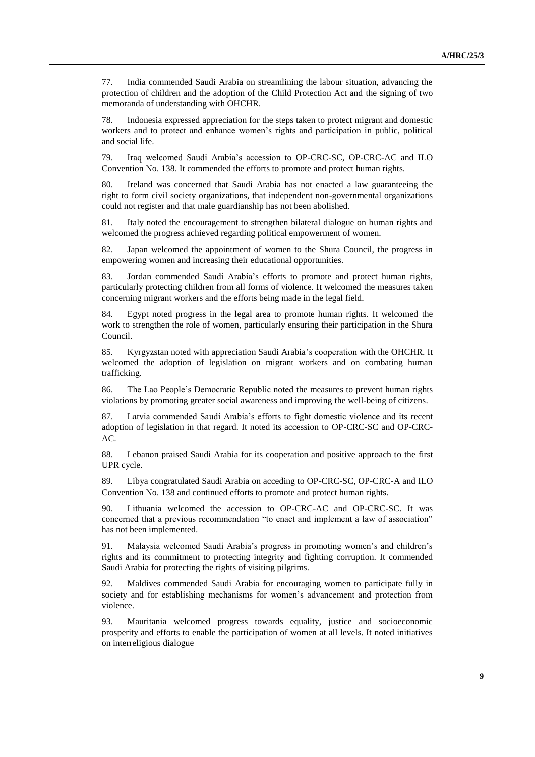77. India commended Saudi Arabia on streamlining the labour situation, advancing the protection of children and the adoption of the Child Protection Act and the signing of two memoranda of understanding with OHCHR.

78. Indonesia expressed appreciation for the steps taken to protect migrant and domestic workers and to protect and enhance women's rights and participation in public, political and social life.

79. Iraq welcomed Saudi Arabia's accession to OP-CRC-SC, OP-CRC-AC and ILO Convention No. 138. It commended the efforts to promote and protect human rights.

80. Ireland was concerned that Saudi Arabia has not enacted a law guaranteeing the right to form civil society organizations, that independent non-governmental organizations could not register and that male guardianship has not been abolished.

81. Italy noted the encouragement to strengthen bilateral dialogue on human rights and welcomed the progress achieved regarding political empowerment of women.

82. Japan welcomed the appointment of women to the Shura Council, the progress in empowering women and increasing their educational opportunities.

83. Jordan commended Saudi Arabia's efforts to promote and protect human rights, particularly protecting children from all forms of violence. It welcomed the measures taken concerning migrant workers and the efforts being made in the legal field.

84. Egypt noted progress in the legal area to promote human rights. It welcomed the work to strengthen the role of women, particularly ensuring their participation in the Shura Council.

85. Kyrgyzstan noted with appreciation Saudi Arabia's cooperation with the OHCHR. It welcomed the adoption of legislation on migrant workers and on combating human trafficking.

86. The Lao People's Democratic Republic noted the measures to prevent human rights violations by promoting greater social awareness and improving the well-being of citizens.

87. Latvia commended Saudi Arabia's efforts to fight domestic violence and its recent adoption of legislation in that regard. It noted its accession to OP-CRC-SC and OP-CRC-AC.

88. Lebanon praised Saudi Arabia for its cooperation and positive approach to the first UPR cycle.

89. Libya congratulated Saudi Arabia on acceding to OP-CRC-SC, OP-CRC-A and ILO Convention No. 138 and continued efforts to promote and protect human rights.

90. Lithuania welcomed the accession to OP-CRC-AC and OP-CRC-SC. It was concerned that a previous recommendation "to enact and implement a law of association" has not been implemented.

91. Malaysia welcomed Saudi Arabia's progress in promoting women's and children's rights and its commitment to protecting integrity and fighting corruption. It commended Saudi Arabia for protecting the rights of visiting pilgrims.

92. Maldives commended Saudi Arabia for encouraging women to participate fully in society and for establishing mechanisms for women's advancement and protection from violence.

93. Mauritania welcomed progress towards equality, justice and socioeconomic prosperity and efforts to enable the participation of women at all levels. It noted initiatives on interreligious dialogue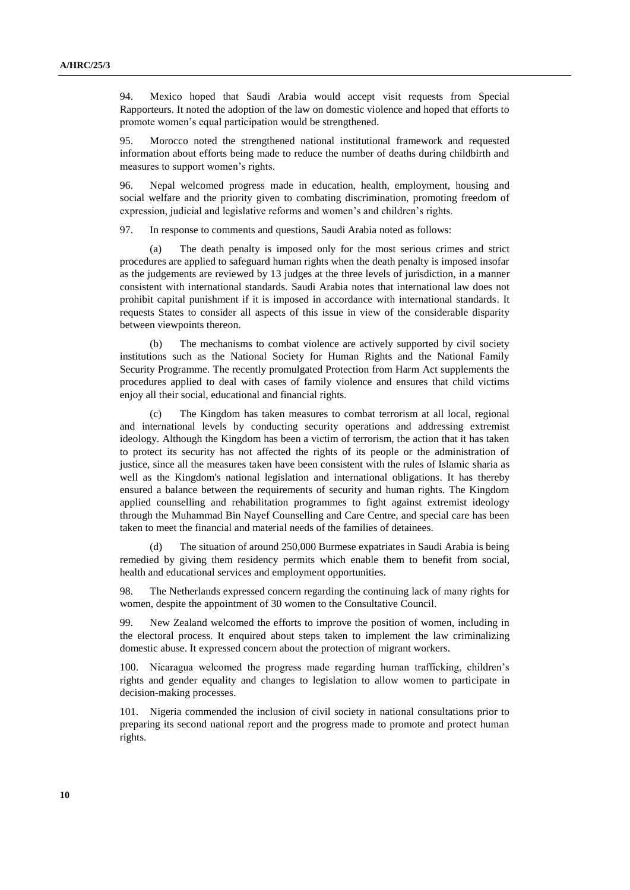94. Mexico hoped that Saudi Arabia would accept visit requests from Special Rapporteurs. It noted the adoption of the law on domestic violence and hoped that efforts to promote women's equal participation would be strengthened.

95. Morocco noted the strengthened national institutional framework and requested information about efforts being made to reduce the number of deaths during childbirth and measures to support women's rights.

96. Nepal welcomed progress made in education, health, employment, housing and social welfare and the priority given to combating discrimination, promoting freedom of expression, judicial and legislative reforms and women's and children's rights.

97. In response to comments and questions, Saudi Arabia noted as follows:

(a) The death penalty is imposed only for the most serious crimes and strict procedures are applied to safeguard human rights when the death penalty is imposed insofar as the judgements are reviewed by 13 judges at the three levels of jurisdiction, in a manner consistent with international standards. Saudi Arabia notes that international law does not prohibit capital punishment if it is imposed in accordance with international standards. It requests States to consider all aspects of this issue in view of the considerable disparity between viewpoints thereon.

(b) The mechanisms to combat violence are actively supported by civil society institutions such as the National Society for Human Rights and the National Family Security Programme. The recently promulgated Protection from Harm Act supplements the procedures applied to deal with cases of family violence and ensures that child victims enjoy all their social, educational and financial rights.

(c) The Kingdom has taken measures to combat terrorism at all local, regional and international levels by conducting security operations and addressing extremist ideology. Although the Kingdom has been a victim of terrorism, the action that it has taken to protect its security has not affected the rights of its people or the administration of justice, since all the measures taken have been consistent with the rules of Islamic sharia as well as the Kingdom's national legislation and international obligations. It has thereby ensured a balance between the requirements of security and human rights. The Kingdom applied counselling and rehabilitation programmes to fight against extremist ideology through the Muhammad Bin Nayef Counselling and Care Centre, and special care has been taken to meet the financial and material needs of the families of detainees.

(d) The situation of around 250,000 Burmese expatriates in Saudi Arabia is being remedied by giving them residency permits which enable them to benefit from social, health and educational services and employment opportunities.

98. The Netherlands expressed concern regarding the continuing lack of many rights for women, despite the appointment of 30 women to the Consultative Council.

99. New Zealand welcomed the efforts to improve the position of women, including in the electoral process. It enquired about steps taken to implement the law criminalizing domestic abuse. It expressed concern about the protection of migrant workers.

100. Nicaragua welcomed the progress made regarding human trafficking, children's rights and gender equality and changes to legislation to allow women to participate in decision-making processes.

101. Nigeria commended the inclusion of civil society in national consultations prior to preparing its second national report and the progress made to promote and protect human rights.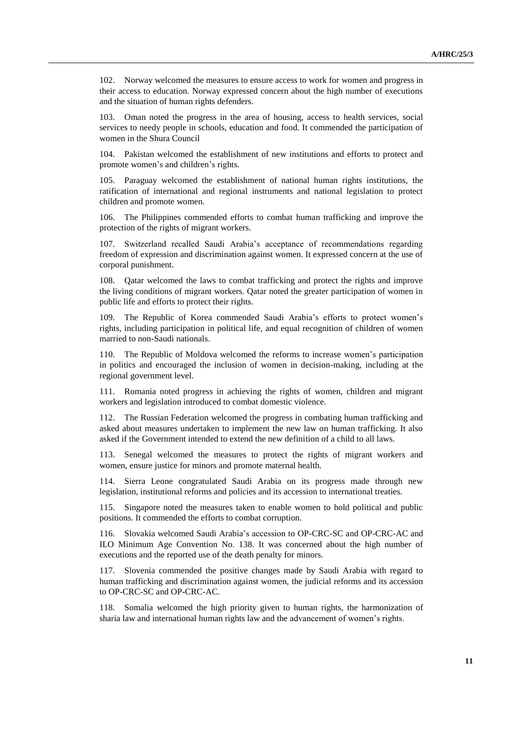102. Norway welcomed the measures to ensure access to work for women and progress in their access to education. Norway expressed concern about the high number of executions and the situation of human rights defenders.

103. Oman noted the progress in the area of housing, access to health services, social services to needy people in schools, education and food. It commended the participation of women in the Shura Council

104. Pakistan welcomed the establishment of new institutions and efforts to protect and promote women's and children's rights.

105. Paraguay welcomed the establishment of national human rights institutions, the ratification of international and regional instruments and national legislation to protect children and promote women.

106. The Philippines commended efforts to combat human trafficking and improve the protection of the rights of migrant workers.

107. Switzerland recalled Saudi Arabia's acceptance of recommendations regarding freedom of expression and discrimination against women. It expressed concern at the use of corporal punishment.

108. Qatar welcomed the laws to combat trafficking and protect the rights and improve the living conditions of migrant workers. Qatar noted the greater participation of women in public life and efforts to protect their rights.

109. The Republic of Korea commended Saudi Arabia's efforts to protect women's rights, including participation in political life, and equal recognition of children of women married to non-Saudi nationals.

110. The Republic of Moldova welcomed the reforms to increase women's participation in politics and encouraged the inclusion of women in decision-making, including at the regional government level.

111. Romania noted progress in achieving the rights of women, children and migrant workers and legislation introduced to combat domestic violence.

112. The Russian Federation welcomed the progress in combating human trafficking and asked about measures undertaken to implement the new law on human trafficking. It also asked if the Government intended to extend the new definition of a child to all laws.

113. Senegal welcomed the measures to protect the rights of migrant workers and women, ensure justice for minors and promote maternal health.

114. Sierra Leone congratulated Saudi Arabia on its progress made through new legislation, institutional reforms and policies and its accession to international treaties.

115. Singapore noted the measures taken to enable women to hold political and public positions. It commended the efforts to combat corruption.

116. Slovakia welcomed Saudi Arabia's accession to OP-CRC-SC and OP-CRC-AC and ILO Minimum Age Convention No. 138. It was concerned about the high number of executions and the reported use of the death penalty for minors.

117. Slovenia commended the positive changes made by Saudi Arabia with regard to human trafficking and discrimination against women, the judicial reforms and its accession to OP-CRC-SC and OP-CRC-AC.

118. Somalia welcomed the high priority given to human rights, the harmonization of sharia law and international human rights law and the advancement of women's rights.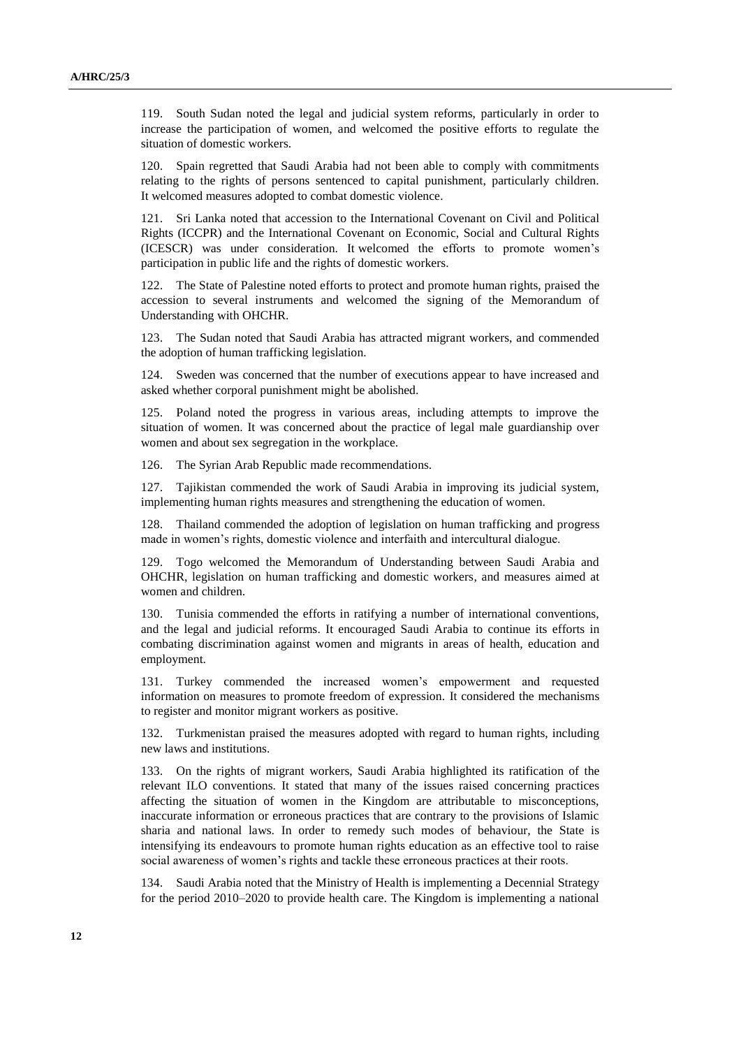119. South Sudan noted the legal and judicial system reforms, particularly in order to increase the participation of women, and welcomed the positive efforts to regulate the situation of domestic workers.

120. Spain regretted that Saudi Arabia had not been able to comply with commitments relating to the rights of persons sentenced to capital punishment, particularly children. It welcomed measures adopted to combat domestic violence.

121. Sri Lanka noted that accession to the International Covenant on Civil and Political Rights (ICCPR) and the International Covenant on Economic, Social and Cultural Rights (ICESCR) was under consideration. It welcomed the efforts to promote women's participation in public life and the rights of domestic workers.

122. The State of Palestine noted efforts to protect and promote human rights, praised the accession to several instruments and welcomed the signing of the Memorandum of Understanding with OHCHR.

123. The Sudan noted that Saudi Arabia has attracted migrant workers, and commended the adoption of human trafficking legislation.

124. Sweden was concerned that the number of executions appear to have increased and asked whether corporal punishment might be abolished.

125. Poland noted the progress in various areas, including attempts to improve the situation of women. It was concerned about the practice of legal male guardianship over women and about sex segregation in the workplace.

126. The Syrian Arab Republic made recommendations.

127. Tajikistan commended the work of Saudi Arabia in improving its judicial system, implementing human rights measures and strengthening the education of women.

128. Thailand commended the adoption of legislation on human trafficking and progress made in women's rights, domestic violence and interfaith and intercultural dialogue.

129. Togo welcomed the Memorandum of Understanding between Saudi Arabia and OHCHR, legislation on human trafficking and domestic workers, and measures aimed at women and children.

130. Tunisia commended the efforts in ratifying a number of international conventions, and the legal and judicial reforms. It encouraged Saudi Arabia to continue its efforts in combating discrimination against women and migrants in areas of health, education and employment.

131. Turkey commended the increased women's empowerment and requested information on measures to promote freedom of expression. It considered the mechanisms to register and monitor migrant workers as positive.

132. Turkmenistan praised the measures adopted with regard to human rights, including new laws and institutions.

133. On the rights of migrant workers, Saudi Arabia highlighted its ratification of the relevant ILO conventions. It stated that many of the issues raised concerning practices affecting the situation of women in the Kingdom are attributable to misconceptions, inaccurate information or erroneous practices that are contrary to the provisions of Islamic sharia and national laws. In order to remedy such modes of behaviour, the State is intensifying its endeavours to promote human rights education as an effective tool to raise social awareness of women's rights and tackle these erroneous practices at their roots.

134. Saudi Arabia noted that the Ministry of Health is implementing a Decennial Strategy for the period 2010–2020 to provide health care. The Kingdom is implementing a national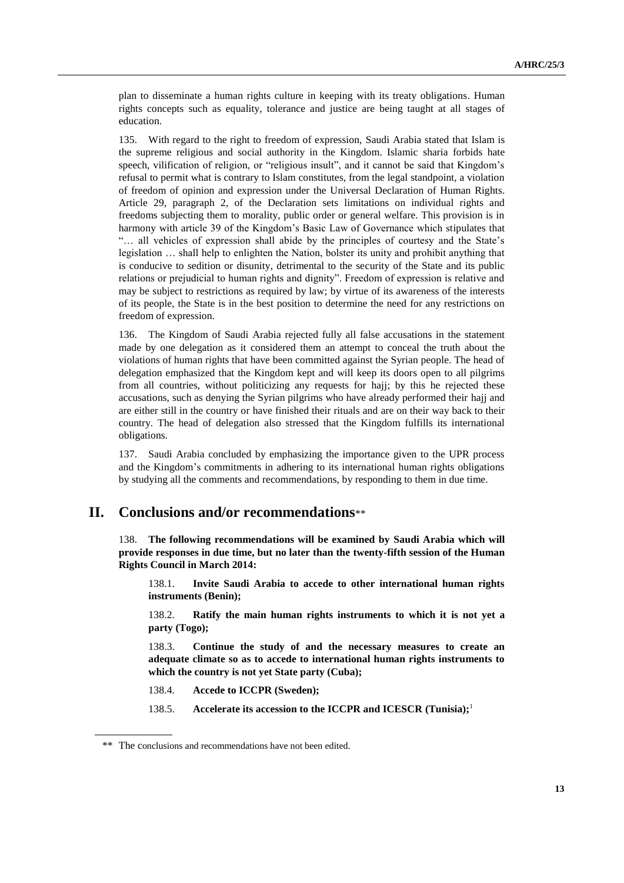plan to disseminate a human rights culture in keeping with its treaty obligations. Human rights concepts such as equality, tolerance and justice are being taught at all stages of education.

135. With regard to the right to freedom of expression, Saudi Arabia stated that Islam is the supreme religious and social authority in the Kingdom. Islamic sharia forbids hate speech, vilification of religion, or "religious insult", and it cannot be said that Kingdom's refusal to permit what is contrary to Islam constitutes, from the legal standpoint, a violation of freedom of opinion and expression under the Universal Declaration of Human Rights. Article 29, paragraph 2, of the Declaration sets limitations on individual rights and freedoms subjecting them to morality, public order or general welfare. This provision is in harmony with article 39 of the Kingdom's Basic Law of Governance which stipulates that "… all vehicles of expression shall abide by the principles of courtesy and the State's legislation … shall help to enlighten the Nation, bolster its unity and prohibit anything that is conducive to sedition or disunity, detrimental to the security of the State and its public relations or prejudicial to human rights and dignity". Freedom of expression is relative and may be subject to restrictions as required by law; by virtue of its awareness of the interests of its people, the State is in the best position to determine the need for any restrictions on freedom of expression.

136. The Kingdom of Saudi Arabia rejected fully all false accusations in the statement made by one delegation as it considered them an attempt to conceal the truth about the violations of human rights that have been committed against the Syrian people. The head of delegation emphasized that the Kingdom kept and will keep its doors open to all pilgrims from all countries, without politicizing any requests for hajj; by this he rejected these accusations, such as denying the Syrian pilgrims who have already performed their hajj and are either still in the country or have finished their rituals and are on their way back to their country. The head of delegation also stressed that the Kingdom fulfills its international obligations.

137. Saudi Arabia concluded by emphasizing the importance given to the UPR process and the Kingdom's commitments in adhering to its international human rights obligations by studying all the comments and recommendations, by responding to them in due time.

# II. Conclusions and/or recommendations**

138. **The following recommendations will be examined by Saudi Arabia which will provide responses in due time, but no later than the twenty-fifth session of the Human Rights Council in March 2014:**

138.1. **Invite Saudi Arabia to accede to other international human rights instruments (Benin);**

138.2. **Ratify the main human rights instruments to which it is not yet a party (Togo);**

138.3. **Continue the study of and the necessary measures to create an adequate climate so as to accede to international human rights instruments to which the country is not yet State party (Cuba);**

138.4. **Accede to ICCPR (Sweden);**

138.5. **Accelerate its accession to the ICCPR and ICESCR (Tunisia);**[1]

---

** The conclusions and recommendations have not been edited.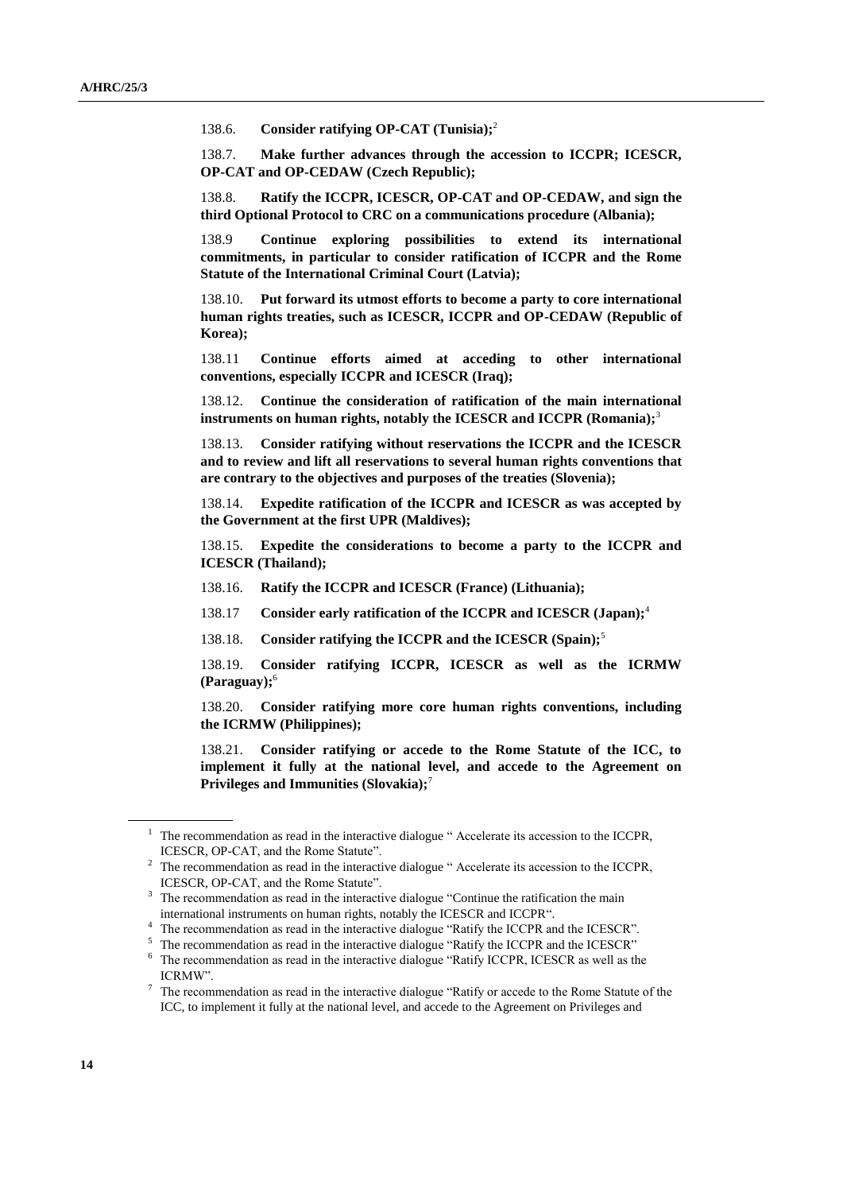138.6. **Consider ratifying OP-CAT (Tunisia);**[2]

138.7. **Make further advances through the accession to ICCPR; ICESCR, OP-CAT and OP-CEDAW (Czech Republic);**

138.8. **Ratify the ICCPR, ICESCR, OP-CAT and OP-CEDAW, and sign the third Optional Protocol to CRC on a communications procedure (Albania);**

138.9 **Continue exploring possibilities to extend its international commitments, in particular to consider ratification of ICCPR and the Rome Statute of the International Criminal Court (Latvia);**

138.10. **Put forward its utmost efforts to become a party to core international human rights treaties, such as ICESCR, ICCPR and OP-CEDAW (Republic of Korea);**

138.11 **Continue efforts aimed at acceding to other international conventions, especially ICCPR and ICESCR (Iraq);**

138.12. **Continue the consideration of ratification of the main international instruments on human rights, notably the ICESCR and ICCPR (Romania);**[3]

138.13. **Consider ratifying without reservations the ICCPR and the ICESCR and to review and lift all reservations to several human rights conventions that are contrary to the objectives and purposes of the treaties (Slovenia);**

138.14. **Expedite ratification of the ICCPR and ICESCR as was accepted by the Government at the first UPR (Maldives);**

138.15. **Expedite the considerations to become a party to the ICCPR and ICESCR (Thailand);**

138.16. **Ratify the ICCPR and ICESCR (France) (Lithuania);**

138.17 **Consider early ratification of the ICCPR and ICESCR (Japan);**[4]

138.18. **Consider ratifying the ICCPR and the ICESCR (Spain);**[5]

138.19. **Consider ratifying ICCPR, ICESCR as well as the ICRMW (Paraguay);**[6]

138.20. **Consider ratifying more core human rights conventions, including the ICRMW (Philippines);**

138.21. **Consider ratifying or accede to the Rome Statute of the ICC, to implement it fully at the national level, and accede to the Agreement on Privileges and Immunities (Slovakia);**[7]

---

[1] The recommendation as read in the interactive dialogue " Accelerate its accession to the ICCPR, ICESCR, OP-CAT, and the Rome Statute".

[2] The recommendation as read in the interactive dialogue " Accelerate its accession to the ICCPR, ICESCR, OP-CAT, and the Rome Statute".

[3] The recommendation as read in the interactive dialogue "Continue the ratification the main international instruments on human rights, notably the ICESCR and ICCPR".

[4] The recommendation as read in the interactive dialogue "Ratify the ICCPR and the ICESCR".

[5] The recommendation as read in the interactive dialogue "Ratify the ICCPR and the ICESCR"

[6] The recommendation as read in the interactive dialogue "Ratify ICCPR, ICESCR as well as the ICRMW".

[7] The recommendation as read in the interactive dialogue "Ratify or accede to the Rome Statute of the ICC, to implement it fully at the national level, and accede to the Agreement on Privileges and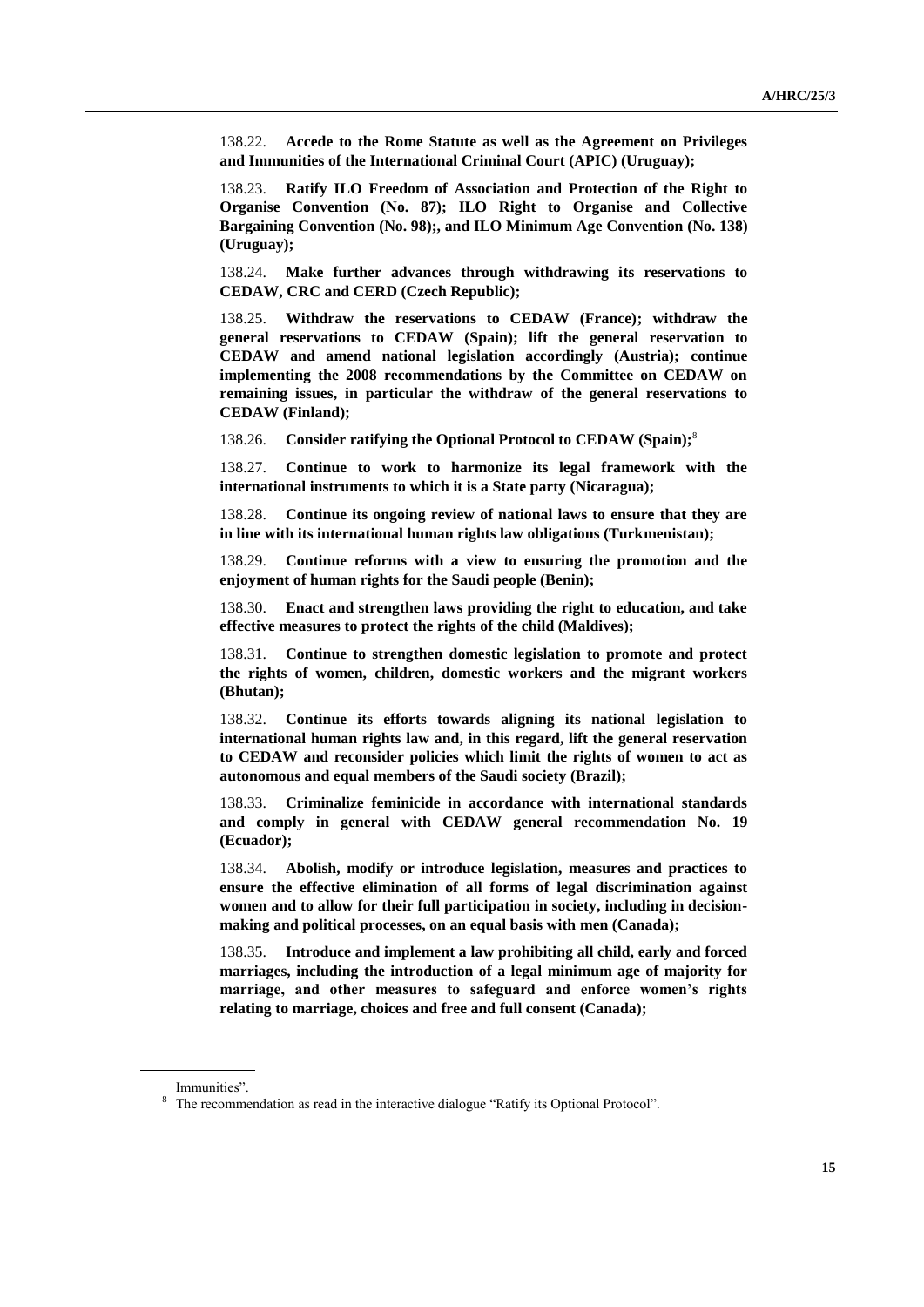138.22. **Accede to the Rome Statute as well as the Agreement on Privileges and Immunities of the International Criminal Court (APIC) (Uruguay);**

138.23. **Ratify ILO Freedom of Association and Protection of the Right to Organise Convention (No. 87); ILO Right to Organise and Collective Bargaining Convention (No. 98);, and ILO Minimum Age Convention (No. 138) (Uruguay);**

138.24. **Make further advances through withdrawing its reservations to CEDAW, CRC and CERD (Czech Republic);**

138.25. **Withdraw the reservations to CEDAW (France); withdraw the general reservations to CEDAW (Spain); lift the general reservation to CEDAW and amend national legislation accordingly (Austria); continue implementing the 2008 recommendations by the Committee on CEDAW on remaining issues, in particular the withdraw of the general reservations to CEDAW (Finland);**

138.26. **Consider ratifying the Optional Protocol to CEDAW (Spain);**[8]

138.27. **Continue to work to harmonize its legal framework with the international instruments to which it is a State party (Nicaragua);**

138.28. **Continue its ongoing review of national laws to ensure that they are in line with its international human rights law obligations (Turkmenistan);**

138.29. **Continue reforms with a view to ensuring the promotion and the enjoyment of human rights for the Saudi people (Benin);**

138.30. **Enact and strengthen laws providing the right to education, and take effective measures to protect the rights of the child (Maldives);**

138.31. **Continue to strengthen domestic legislation to promote and protect the rights of women, children, domestic workers and the migrant workers (Bhutan);**

138.32. **Continue its efforts towards aligning its national legislation to international human rights law and, in this regard, lift the general reservation to CEDAW and reconsider policies which limit the rights of women to act as autonomous and equal members of the Saudi society (Brazil);**

138.33. **Criminalize feminicide in accordance with international standards and comply in general with CEDAW general recommendation No. 19 (Ecuador);**

138.34. **Abolish, modify or introduce legislation, measures and practices to ensure the effective elimination of all forms of legal discrimination against women and to allow for their full participation in society, including in decision-making and political processes, on an equal basis with men (Canada);**

138.35. **Introduce and implement a law prohibiting all child, early and forced marriages, including the introduction of a legal minimum age of majority for marriage, and other measures to safeguard and enforce women's rights relating to marriage, choices and free and full consent (Canada);**

Immunities".

[8] The recommendation as read in the interactive dialogue "Ratify its Optional Protocol".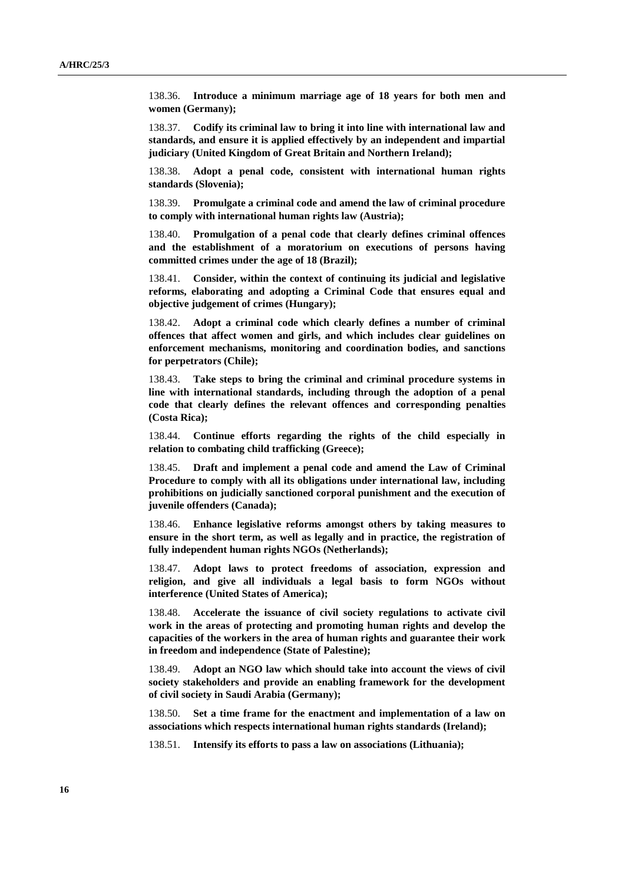138.36. **Introduce a minimum marriage age of 18 years for both men and women (Germany);**

138.37. **Codify its criminal law to bring it into line with international law and standards, and ensure it is applied effectively by an independent and impartial judiciary (United Kingdom of Great Britain and Northern Ireland);**

138.38. **Adopt a penal code, consistent with international human rights standards (Slovenia);**

138.39. **Promulgate a criminal code and amend the law of criminal procedure to comply with international human rights law (Austria);**

138.40. **Promulgation of a penal code that clearly defines criminal offences and the establishment of a moratorium on executions of persons having committed crimes under the age of 18 (Brazil);**

138.41. **Consider, within the context of continuing its judicial and legislative reforms, elaborating and adopting a Criminal Code that ensures equal and objective judgement of crimes (Hungary);**

138.42. **Adopt a criminal code which clearly defines a number of criminal offences that affect women and girls, and which includes clear guidelines on enforcement mechanisms, monitoring and coordination bodies, and sanctions for perpetrators (Chile);**

138.43. **Take steps to bring the criminal and criminal procedure systems in line with international standards, including through the adoption of a penal code that clearly defines the relevant offences and corresponding penalties (Costa Rica);**

138.44. **Continue efforts regarding the rights of the child especially in relation to combating child trafficking (Greece);**

138.45. **Draft and implement a penal code and amend the Law of Criminal Procedure to comply with all its obligations under international law, including prohibitions on judicially sanctioned corporal punishment and the execution of juvenile offenders (Canada);**

138.46. **Enhance legislative reforms amongst others by taking measures to ensure in the short term, as well as legally and in practice, the registration of fully independent human rights NGOs (Netherlands);**

138.47. **Adopt laws to protect freedoms of association, expression and religion, and give all individuals a legal basis to form NGOs without interference (United States of America);**

138.48. **Accelerate the issuance of civil society regulations to activate civil work in the areas of protecting and promoting human rights and develop the capacities of the workers in the area of human rights and guarantee their work in freedom and independence (State of Palestine);**

138.49. **Adopt an NGO law which should take into account the views of civil society stakeholders and provide an enabling framework for the development of civil society in Saudi Arabia (Germany);**

138.50. **Set a time frame for the enactment and implementation of a law on associations which respects international human rights standards (Ireland);**

138.51. **Intensify its efforts to pass a law on associations (Lithuania);**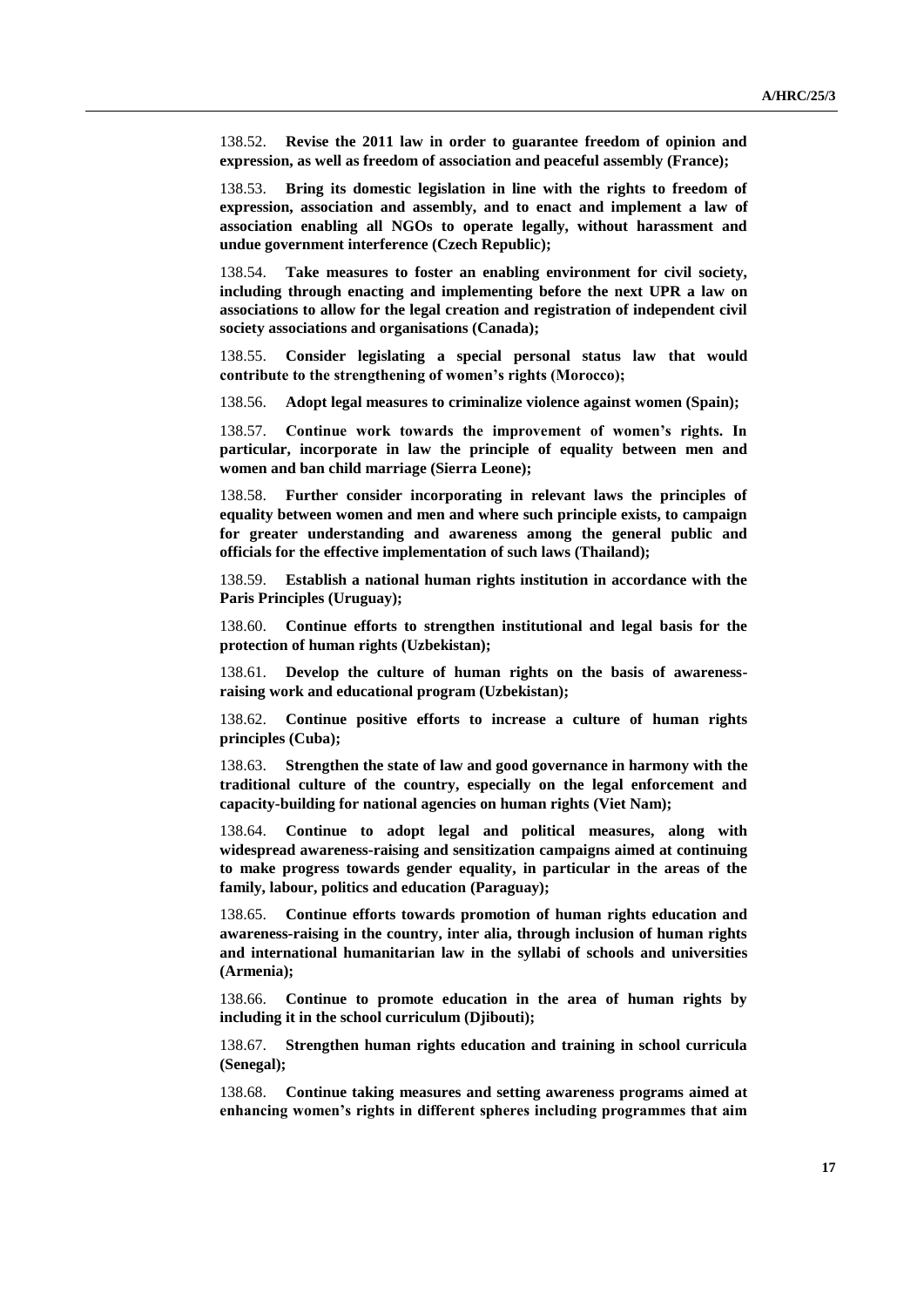138.52. **Revise the 2011 law in order to guarantee freedom of opinion and expression, as well as freedom of association and peaceful assembly (France);**

138.53. **Bring its domestic legislation in line with the rights to freedom of expression, association and assembly, and to enact and implement a law of association enabling all NGOs to operate legally, without harassment and undue government interference (Czech Republic);**

138.54. **Take measures to foster an enabling environment for civil society, including through enacting and implementing before the next UPR a law on associations to allow for the legal creation and registration of independent civil society associations and organisations (Canada);**

138.55. **Consider legislating a special personal status law that would contribute to the strengthening of women's rights (Morocco);**

138.56. **Adopt legal measures to criminalize violence against women (Spain);**

138.57. **Continue work towards the improvement of women's rights. In particular, incorporate in law the principle of equality between men and women and ban child marriage (Sierra Leone);**

138.58. **Further consider incorporating in relevant laws the principles of equality between women and men and where such principle exists, to campaign for greater understanding and awareness among the general public and officials for the effective implementation of such laws (Thailand);**

138.59. **Establish a national human rights institution in accordance with the Paris Principles (Uruguay);**

138.60. **Continue efforts to strengthen institutional and legal basis for the protection of human rights (Uzbekistan);**

138.61. **Develop the culture of human rights on the basis of awareness-raising work and educational program (Uzbekistan);**

138.62. **Continue positive efforts to increase a culture of human rights principles (Cuba);**

138.63. **Strengthen the state of law and good governance in harmony with the traditional culture of the country, especially on the legal enforcement and capacity-building for national agencies on human rights (Viet Nam);**

138.64. **Continue to adopt legal and political measures, along with widespread awareness-raising and sensitization campaigns aimed at continuing to make progress towards gender equality, in particular in the areas of the family, labour, politics and education (Paraguay);**

138.65. **Continue efforts towards promotion of human rights education and awareness-raising in the country, inter alia, through inclusion of human rights and international humanitarian law in the syllabi of schools and universities (Armenia);**

138.66. **Continue to promote education in the area of human rights by including it in the school curriculum (Djibouti);**

138.67. **Strengthen human rights education and training in school curricula (Senegal);**

138.68. **Continue taking measures and setting awareness programs aimed at enhancing women's rights in different spheres including programmes that aim**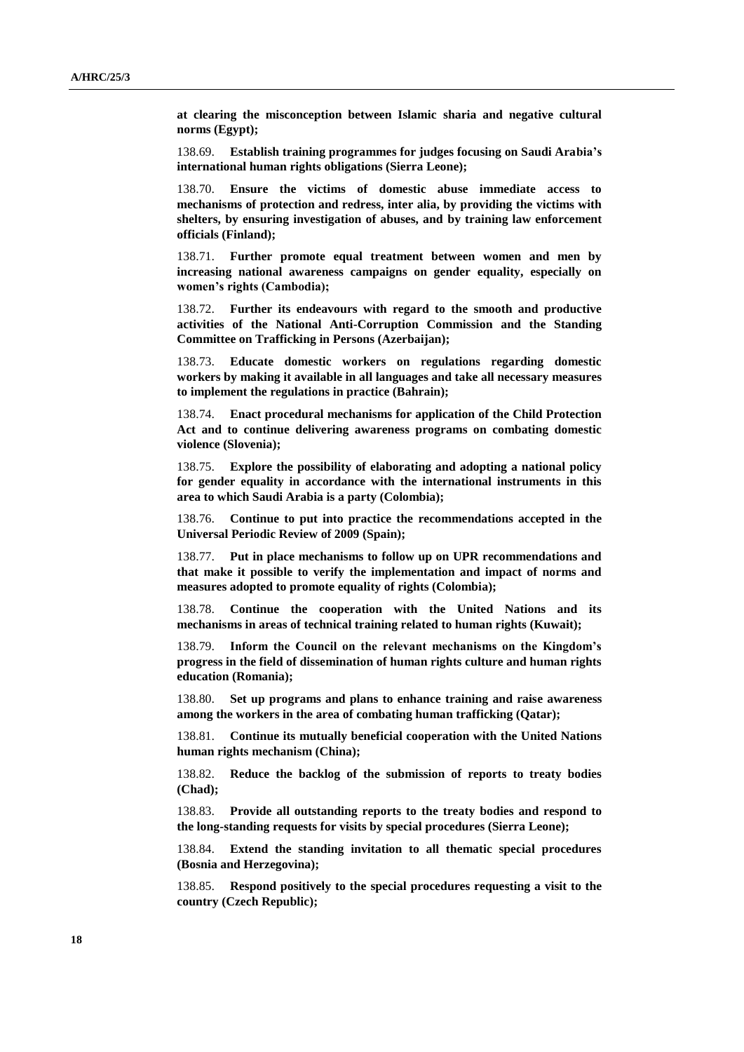**at clearing the misconception between Islamic sharia and negative cultural norms (Egypt);**

138.69. **Establish training programmes for judges focusing on Saudi Arabia's international human rights obligations (Sierra Leone);**

138.70. **Ensure the victims of domestic abuse immediate access to mechanisms of protection and redress, inter alia, by providing the victims with shelters, by ensuring investigation of abuses, and by training law enforcement officials (Finland);**

138.71. **Further promote equal treatment between women and men by increasing national awareness campaigns on gender equality, especially on women's rights (Cambodia);**

138.72. **Further its endeavours with regard to the smooth and productive activities of the National Anti-Corruption Commission and the Standing Committee on Trafficking in Persons (Azerbaijan);**

138.73. **Educate domestic workers on regulations regarding domestic workers by making it available in all languages and take all necessary measures to implement the regulations in practice (Bahrain);**

138.74. **Enact procedural mechanisms for application of the Child Protection Act and to continue delivering awareness programs on combating domestic violence (Slovenia);**

138.75. **Explore the possibility of elaborating and adopting a national policy for gender equality in accordance with the international instruments in this area to which Saudi Arabia is a party (Colombia);**

138.76. **Continue to put into practice the recommendations accepted in the Universal Periodic Review of 2009 (Spain);**

138.77. **Put in place mechanisms to follow up on UPR recommendations and that make it possible to verify the implementation and impact of norms and measures adopted to promote equality of rights (Colombia);**

138.78. **Continue the cooperation with the United Nations and its mechanisms in areas of technical training related to human rights (Kuwait);**

138.79. **Inform the Council on the relevant mechanisms on the Kingdom's progress in the field of dissemination of human rights culture and human rights education (Romania);**

138.80. **Set up programs and plans to enhance training and raise awareness among the workers in the area of combating human trafficking (Qatar);**

138.81. **Continue its mutually beneficial cooperation with the United Nations human rights mechanism (China);**

138.82. **Reduce the backlog of the submission of reports to treaty bodies (Chad);**

138.83. **Provide all outstanding reports to the treaty bodies and respond to the long-standing requests for visits by special procedures (Sierra Leone);**

138.84. **Extend the standing invitation to all thematic special procedures (Bosnia and Herzegovina);**

138.85. **Respond positively to the special procedures requesting a visit to the country (Czech Republic);**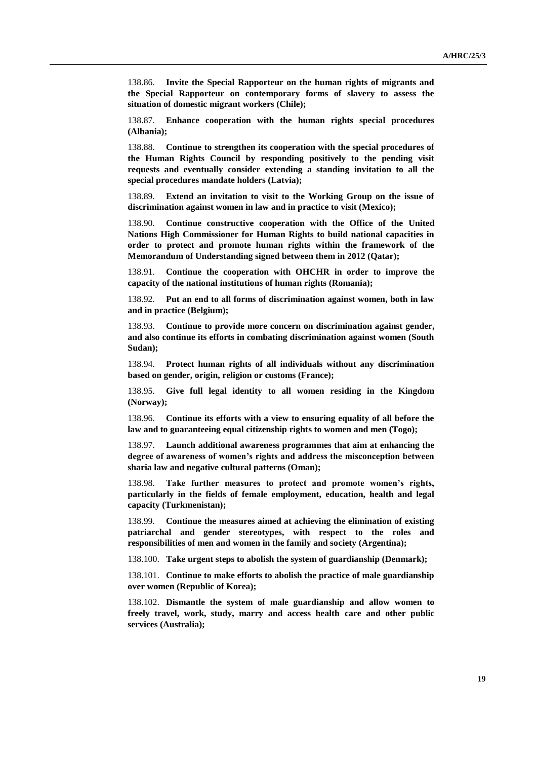138.86. **Invite the Special Rapporteur on the human rights of migrants and the Special Rapporteur on contemporary forms of slavery to assess the situation of domestic migrant workers (Chile);**

138.87. **Enhance cooperation with the human rights special procedures (Albania);**

138.88. **Continue to strengthen its cooperation with the special procedures of the Human Rights Council by responding positively to the pending visit requests and eventually consider extending a standing invitation to all the special procedures mandate holders (Latvia);**

138.89. **Extend an invitation to visit to the Working Group on the issue of discrimination against women in law and in practice to visit (Mexico);**

138.90. **Continue constructive cooperation with the Office of the United Nations High Commissioner for Human Rights to build national capacities in order to protect and promote human rights within the framework of the Memorandum of Understanding signed between them in 2012 (Qatar);**

138.91. **Continue the cooperation with OHCHR in order to improve the capacity of the national institutions of human rights (Romania);**

138.92. **Put an end to all forms of discrimination against women, both in law and in practice (Belgium);**

138.93. **Continue to provide more concern on discrimination against gender, and also continue its efforts in combating discrimination against women (South Sudan);**

138.94. **Protect human rights of all individuals without any discrimination based on gender, origin, religion or customs (France);**

138.95. **Give full legal identity to all women residing in the Kingdom (Norway);**

138.96. **Continue its efforts with a view to ensuring equality of all before the law and to guaranteeing equal citizenship rights to women and men (Togo);**

138.97. **Launch additional awareness programmes that aim at enhancing the degree of awareness of women's rights and address the misconception between sharia law and negative cultural patterns (Oman);**

138.98. **Take further measures to protect and promote women's rights, particularly in the fields of female employment, education, health and legal capacity (Turkmenistan);**

138.99. **Continue the measures aimed at achieving the elimination of existing patriarchal and gender stereotypes, with respect to the roles and responsibilities of men and women in the family and society (Argentina);**

138.100. **Take urgent steps to abolish the system of guardianship (Denmark);**

138.101. **Continue to make efforts to abolish the practice of male guardianship over women (Republic of Korea);**

138.102. **Dismantle the system of male guardianship and allow women to freely travel, work, study, marry and access health care and other public services (Australia);**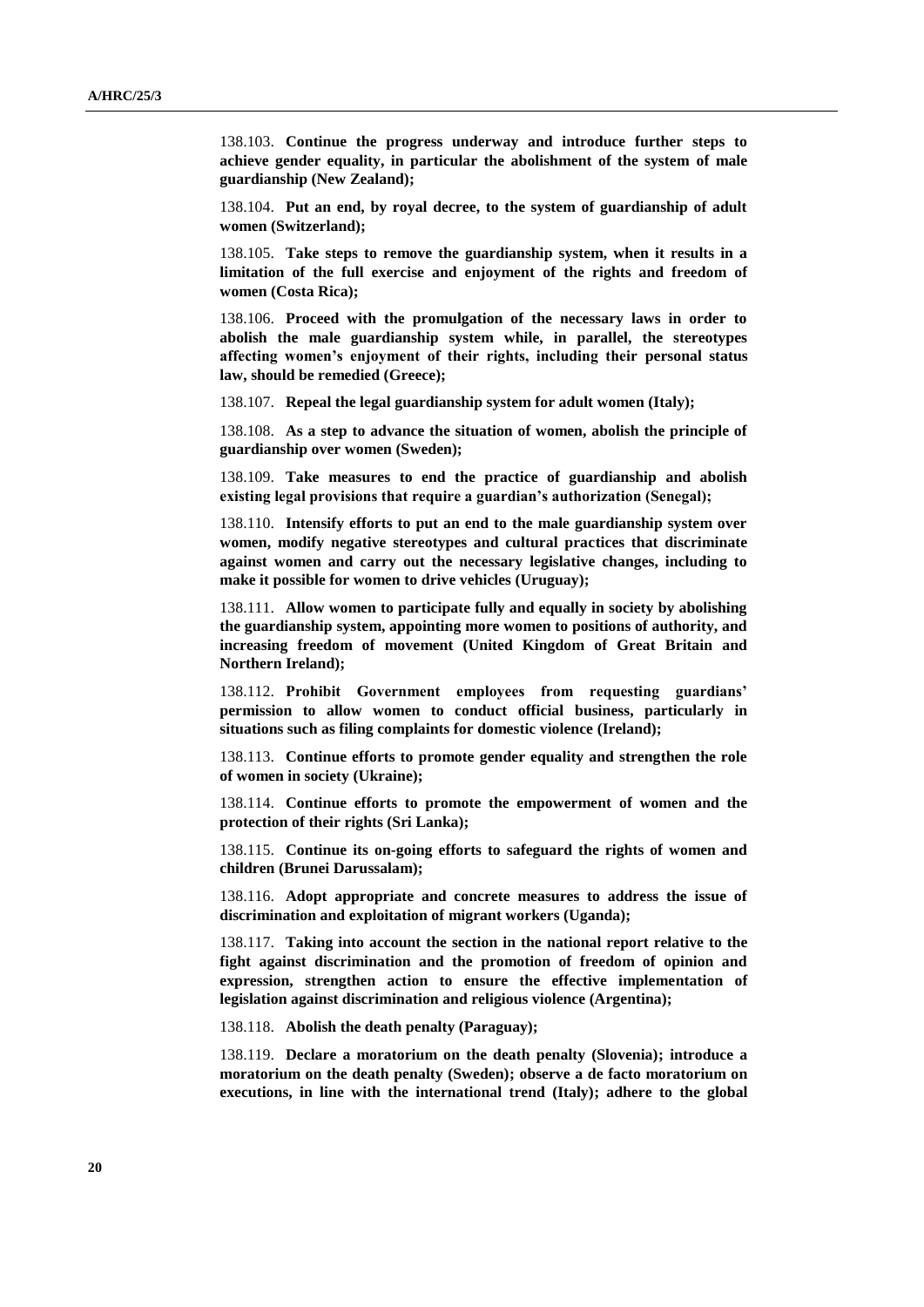138.103. **Continue the progress underway and introduce further steps to achieve gender equality, in particular the abolishment of the system of male guardianship (New Zealand);**

138.104. **Put an end, by royal decree, to the system of guardianship of adult women (Switzerland);**

138.105. **Take steps to remove the guardianship system, when it results in a limitation of the full exercise and enjoyment of the rights and freedom of women (Costa Rica);**

138.106. **Proceed with the promulgation of the necessary laws in order to abolish the male guardianship system while, in parallel, the stereotypes affecting women's enjoyment of their rights, including their personal status law, should be remedied (Greece);**

138.107. **Repeal the legal guardianship system for adult women (Italy);**

138.108. **As a step to advance the situation of women, abolish the principle of guardianship over women (Sweden);**

138.109. **Take measures to end the practice of guardianship and abolish existing legal provisions that require a guardian's authorization (Senegal);**

138.110. **Intensify efforts to put an end to the male guardianship system over women, modify negative stereotypes and cultural practices that discriminate against women and carry out the necessary legislative changes, including to make it possible for women to drive vehicles (Uruguay);**

138.111. **Allow women to participate fully and equally in society by abolishing the guardianship system, appointing more women to positions of authority, and increasing freedom of movement (United Kingdom of Great Britain and Northern Ireland);**

138.112. **Prohibit Government employees from requesting guardians' permission to allow women to conduct official business, particularly in situations such as filing complaints for domestic violence (Ireland);**

138.113. **Continue efforts to promote gender equality and strengthen the role of women in society (Ukraine);**

138.114. **Continue efforts to promote the empowerment of women and the protection of their rights (Sri Lanka);**

138.115. **Continue its on-going efforts to safeguard the rights of women and children (Brunei Darussalam);**

138.116. **Adopt appropriate and concrete measures to address the issue of discrimination and exploitation of migrant workers (Uganda);**

138.117. **Taking into account the section in the national report relative to the fight against discrimination and the promotion of freedom of opinion and expression, strengthen action to ensure the effective implementation of legislation against discrimination and religious violence (Argentina);**

138.118. **Abolish the death penalty (Paraguay);**

138.119. **Declare a moratorium on the death penalty (Slovenia); introduce a moratorium on the death penalty (Sweden); observe a de facto moratorium on executions, in line with the international trend (Italy); adhere to the global**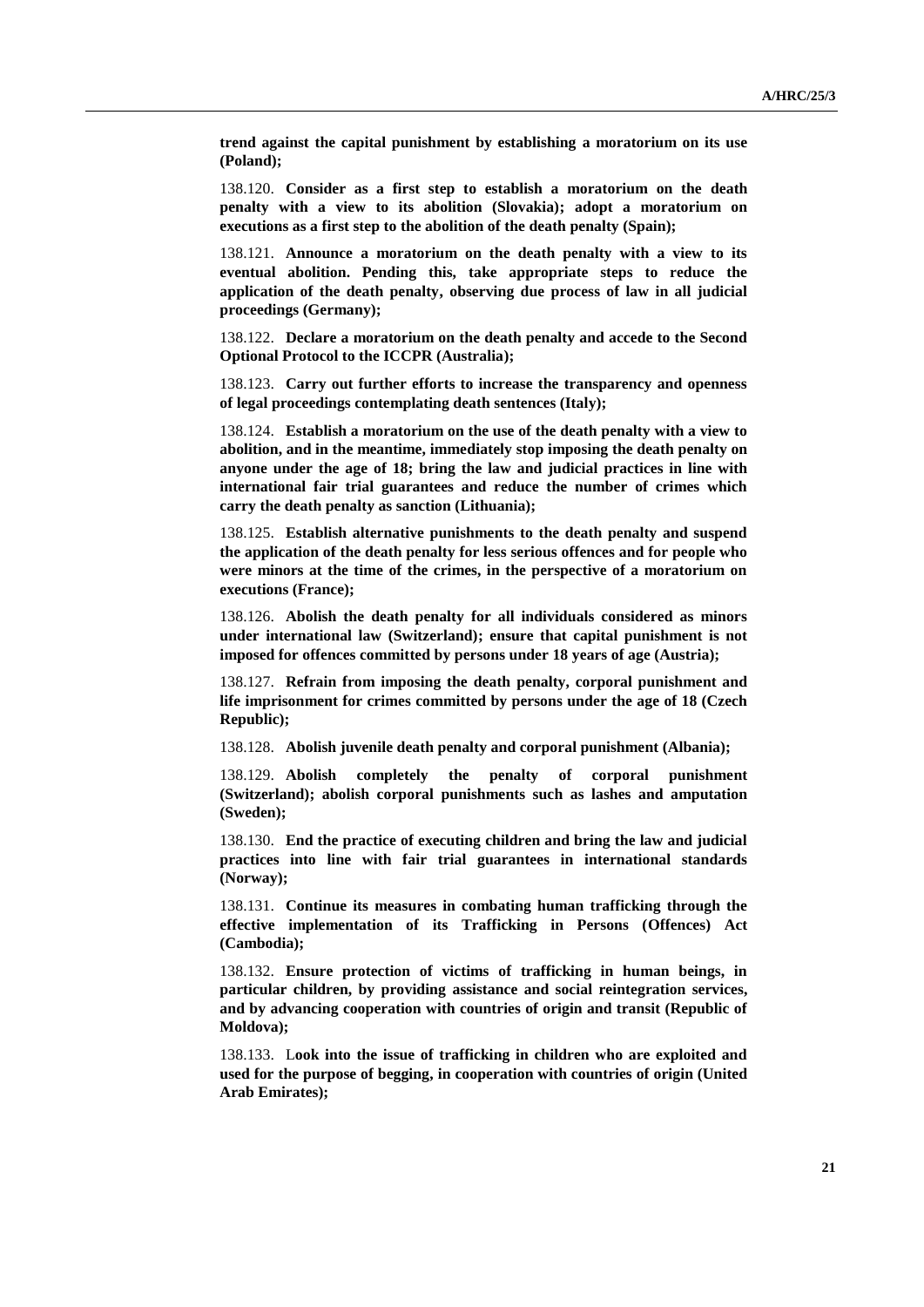**trend against the capital punishment by establishing a moratorium on its use (Poland);**

138.120. **Consider as a first step to establish a moratorium on the death penalty with a view to its abolition (Slovakia); adopt a moratorium on executions as a first step to the abolition of the death penalty (Spain);**

138.121. **Announce a moratorium on the death penalty with a view to its eventual abolition. Pending this, take appropriate steps to reduce the application of the death penalty, observing due process of law in all judicial proceedings (Germany);**

138.122. **Declare a moratorium on the death penalty and accede to the Second Optional Protocol to the ICCPR (Australia);**

138.123. **Carry out further efforts to increase the transparency and openness of legal proceedings contemplating death sentences (Italy);**

138.124. **Establish a moratorium on the use of the death penalty with a view to abolition, and in the meantime, immediately stop imposing the death penalty on anyone under the age of 18; bring the law and judicial practices in line with international fair trial guarantees and reduce the number of crimes which carry the death penalty as sanction (Lithuania);**

138.125. **Establish alternative punishments to the death penalty and suspend the application of the death penalty for less serious offences and for people who were minors at the time of the crimes, in the perspective of a moratorium on executions (France);**

138.126. **Abolish the death penalty for all individuals considered as minors under international law (Switzerland); ensure that capital punishment is not imposed for offences committed by persons under 18 years of age (Austria);**

138.127. **Refrain from imposing the death penalty, corporal punishment and life imprisonment for crimes committed by persons under the age of 18 (Czech Republic);**

138.128. **Abolish juvenile death penalty and corporal punishment (Albania);**

138.129. **Abolish completely the penalty of corporal punishment (Switzerland); abolish corporal punishments such as lashes and amputation (Sweden);**

138.130. **End the practice of executing children and bring the law and judicial practices into line with fair trial guarantees in international standards (Norway);**

138.131. **Continue its measures in combating human trafficking through the effective implementation of its Trafficking in Persons (Offences) Act (Cambodia);**

138.132. **Ensure protection of victims of trafficking in human beings, in particular children, by providing assistance and social reintegration services, and by advancing cooperation with countries of origin and transit (Republic of Moldova);**

138.133. L**ook into the issue of trafficking in children who are exploited and used for the purpose of begging, in cooperation with countries of origin (United Arab Emirates);**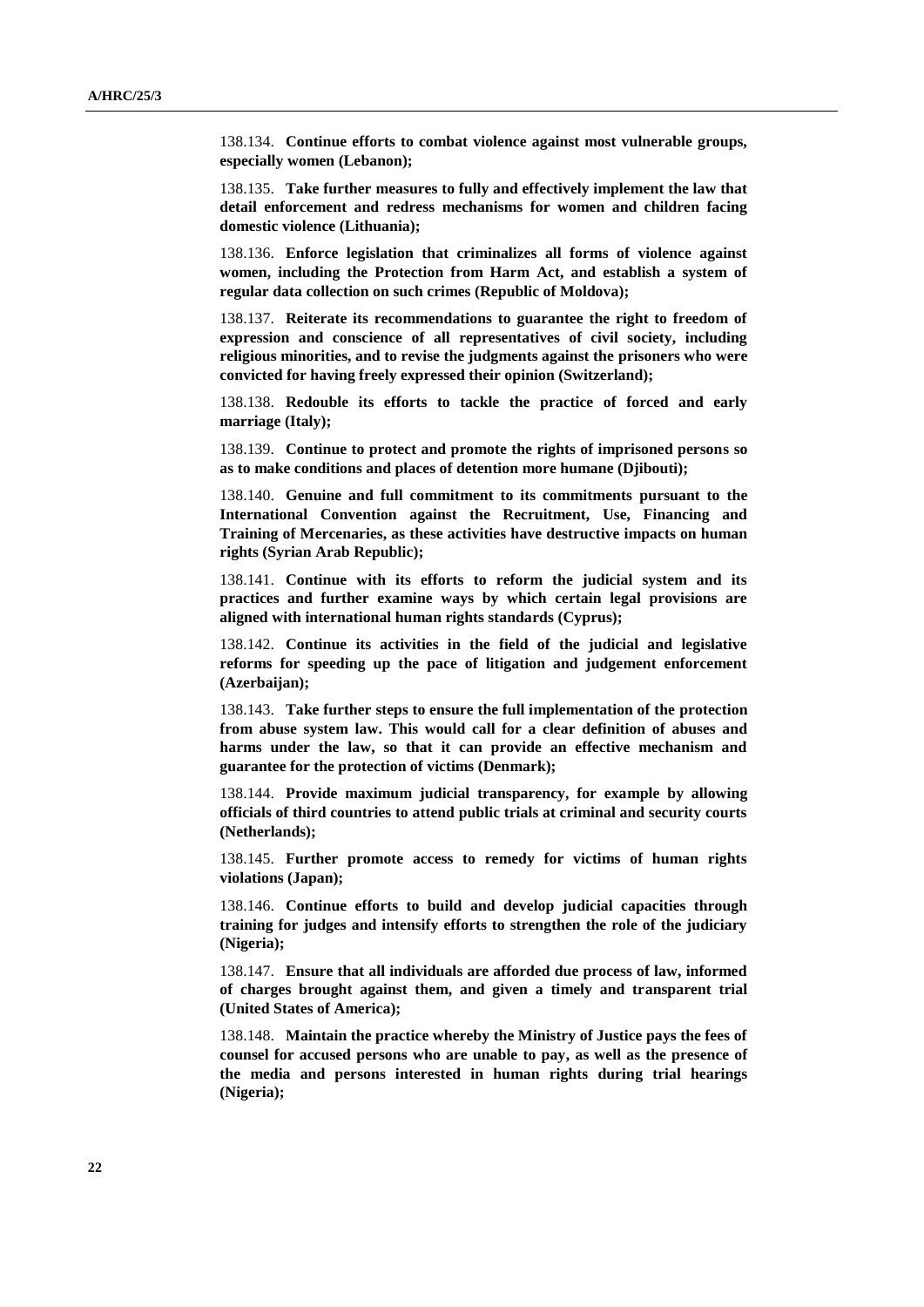138.134. **Continue efforts to combat violence against most vulnerable groups, especially women (Lebanon);**

138.135. **Take further measures to fully and effectively implement the law that detail enforcement and redress mechanisms for women and children facing domestic violence (Lithuania);**

138.136. **Enforce legislation that criminalizes all forms of violence against women, including the Protection from Harm Act, and establish a system of regular data collection on such crimes (Republic of Moldova);**

138.137. **Reiterate its recommendations to guarantee the right to freedom of expression and conscience of all representatives of civil society, including religious minorities, and to revise the judgments against the prisoners who were convicted for having freely expressed their opinion (Switzerland);**

138.138. **Redouble its efforts to tackle the practice of forced and early marriage (Italy);**

138.139. **Continue to protect and promote the rights of imprisoned persons so as to make conditions and places of detention more humane (Djibouti);**

138.140. **Genuine and full commitment to its commitments pursuant to the International Convention against the Recruitment, Use, Financing and Training of Mercenaries, as these activities have destructive impacts on human rights (Syrian Arab Republic);**

138.141. **Continue with its efforts to reform the judicial system and its practices and further examine ways by which certain legal provisions are aligned with international human rights standards (Cyprus);**

138.142. **Continue its activities in the field of the judicial and legislative reforms for speeding up the pace of litigation and judgement enforcement (Azerbaijan);**

138.143. **Take further steps to ensure the full implementation of the protection from abuse system law. This would call for a clear definition of abuses and harms under the law, so that it can provide an effective mechanism and guarantee for the protection of victims (Denmark);**

138.144. **Provide maximum judicial transparency, for example by allowing officials of third countries to attend public trials at criminal and security courts (Netherlands);**

138.145. **Further promote access to remedy for victims of human rights violations (Japan);**

138.146. **Continue efforts to build and develop judicial capacities through training for judges and intensify efforts to strengthen the role of the judiciary (Nigeria);**

138.147. **Ensure that all individuals are afforded due process of law, informed of charges brought against them, and given a timely and transparent trial (United States of America);**

138.148. **Maintain the practice whereby the Ministry of Justice pays the fees of counsel for accused persons who are unable to pay, as well as the presence of the media and persons interested in human rights during trial hearings (Nigeria);**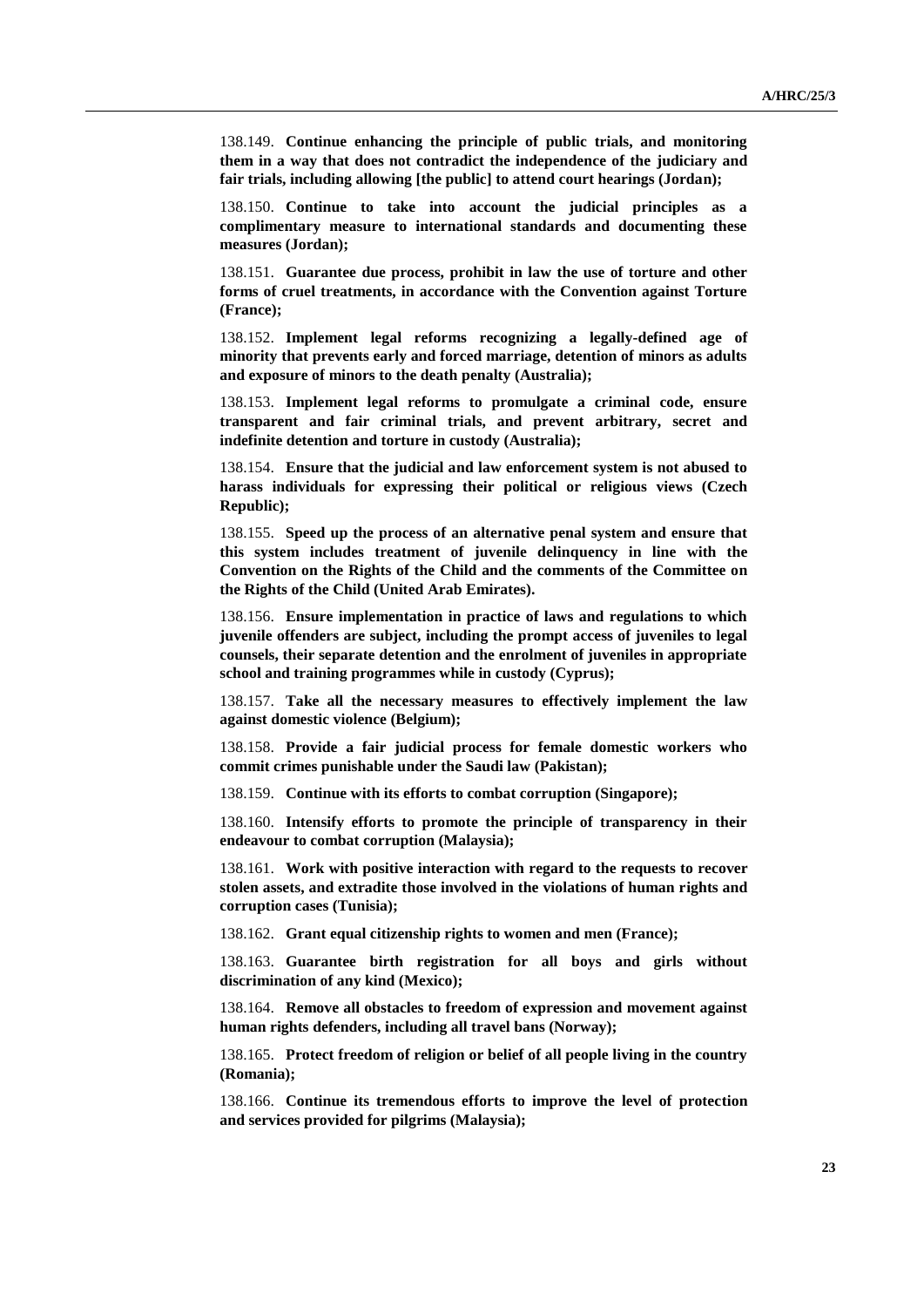138.149. **Continue enhancing the principle of public trials, and monitoring them in a way that does not contradict the independence of the judiciary and fair trials, including allowing [the public] to attend court hearings (Jordan);**

138.150. **Continue to take into account the judicial principles as a complimentary measure to international standards and documenting these measures (Jordan);**

138.151. **Guarantee due process, prohibit in law the use of torture and other forms of cruel treatments, in accordance with the Convention against Torture (France);**

138.152. **Implement legal reforms recognizing a legally-defined age of minority that prevents early and forced marriage, detention of minors as adults and exposure of minors to the death penalty (Australia);**

138.153. **Implement legal reforms to promulgate a criminal code, ensure transparent and fair criminal trials, and prevent arbitrary, secret and indefinite detention and torture in custody (Australia);**

138.154. **Ensure that the judicial and law enforcement system is not abused to harass individuals for expressing their political or religious views (Czech Republic);**

138.155. **Speed up the process of an alternative penal system and ensure that this system includes treatment of juvenile delinquency in line with the Convention on the Rights of the Child and the comments of the Committee on the Rights of the Child (United Arab Emirates).**

138.156. **Ensure implementation in practice of laws and regulations to which juvenile offenders are subject, including the prompt access of juveniles to legal counsels, their separate detention and the enrolment of juveniles in appropriate school and training programmes while in custody (Cyprus);**

138.157. **Take all the necessary measures to effectively implement the law against domestic violence (Belgium);**

138.158. **Provide a fair judicial process for female domestic workers who commit crimes punishable under the Saudi law (Pakistan);**

138.159. **Continue with its efforts to combat corruption (Singapore);**

138.160. **Intensify efforts to promote the principle of transparency in their endeavour to combat corruption (Malaysia);**

138.161. **Work with positive interaction with regard to the requests to recover stolen assets, and extradite those involved in the violations of human rights and corruption cases (Tunisia);**

138.162. **Grant equal citizenship rights to women and men (France);**

138.163. **Guarantee birth registration for all boys and girls without discrimination of any kind (Mexico);**

138.164. **Remove all obstacles to freedom of expression and movement against human rights defenders, including all travel bans (Norway);**

138.165. **Protect freedom of religion or belief of all people living in the country (Romania);**

138.166. **Continue its tremendous efforts to improve the level of protection and services provided for pilgrims (Malaysia);**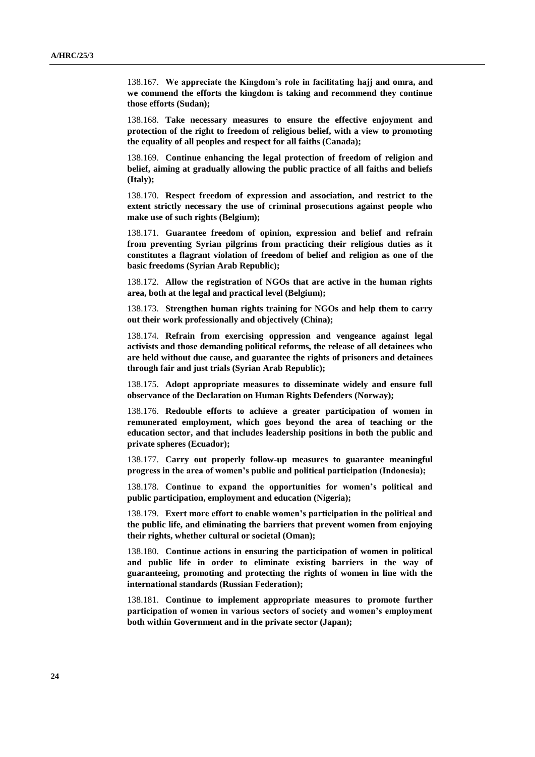138.167. **We appreciate the Kingdom's role in facilitating hajj and omra, and we commend the efforts the kingdom is taking and recommend they continue those efforts (Sudan);**

138.168. **Take necessary measures to ensure the effective enjoyment and protection of the right to freedom of religious belief, with a view to promoting the equality of all peoples and respect for all faiths (Canada);**

138.169. **Continue enhancing the legal protection of freedom of religion and belief, aiming at gradually allowing the public practice of all faiths and beliefs (Italy);**

138.170. **Respect freedom of expression and association, and restrict to the extent strictly necessary the use of criminal prosecutions against people who make use of such rights (Belgium);**

138.171. **Guarantee freedom of opinion, expression and belief and refrain from preventing Syrian pilgrims from practicing their religious duties as it constitutes a flagrant violation of freedom of belief and religion as one of the basic freedoms (Syrian Arab Republic);**

138.172. **Allow the registration of NGOs that are active in the human rights area, both at the legal and practical level (Belgium);**

138.173. **Strengthen human rights training for NGOs and help them to carry out their work professionally and objectively (China);**

138.174. **Refrain from exercising oppression and vengeance against legal activists and those demanding political reforms, the release of all detainees who are held without due cause, and guarantee the rights of prisoners and detainees through fair and just trials (Syrian Arab Republic);**

138.175. **Adopt appropriate measures to disseminate widely and ensure full observance of the Declaration on Human Rights Defenders (Norway);**

138.176. **Redouble efforts to achieve a greater participation of women in remunerated employment, which goes beyond the area of teaching or the education sector, and that includes leadership positions in both the public and private spheres (Ecuador);**

138.177. **Carry out properly follow-up measures to guarantee meaningful progress in the area of women's public and political participation (Indonesia);**

138.178. **Continue to expand the opportunities for women's political and public participation, employment and education (Nigeria);**

138.179. **Exert more effort to enable women's participation in the political and the public life, and eliminating the barriers that prevent women from enjoying their rights, whether cultural or societal (Oman);**

138.180. **Continue actions in ensuring the participation of women in political and public life in order to eliminate existing barriers in the way of guaranteeing, promoting and protecting the rights of women in line with the international standards (Russian Federation);**

138.181. **Continue to implement appropriate measures to promote further participation of women in various sectors of society and women's employment both within Government and in the private sector (Japan);**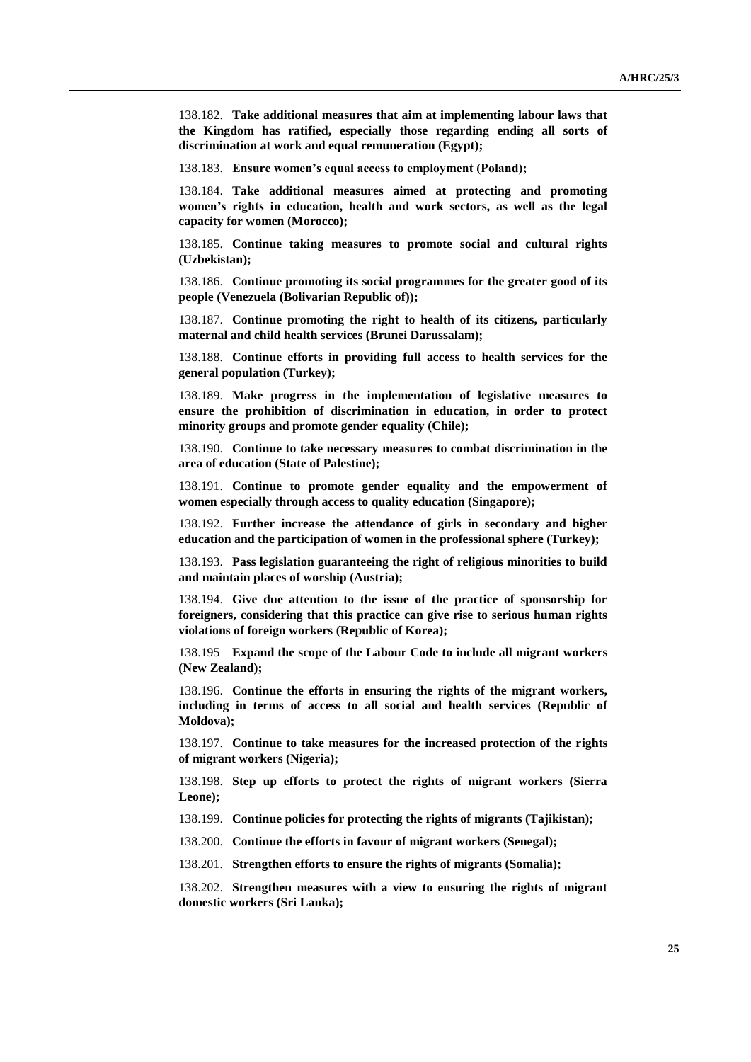138.182. **Take additional measures that aim at implementing labour laws that the Kingdom has ratified, especially those regarding ending all sorts of discrimination at work and equal remuneration (Egypt);**

138.183. **Ensure women's equal access to employment (Poland);**

138.184. **Take additional measures aimed at protecting and promoting women's rights in education, health and work sectors, as well as the legal capacity for women (Morocco);**

138.185. **Continue taking measures to promote social and cultural rights (Uzbekistan);**

138.186. **Continue promoting its social programmes for the greater good of its people (Venezuela (Bolivarian Republic of));**

138.187. **Continue promoting the right to health of its citizens, particularly maternal and child health services (Brunei Darussalam);**

138.188. **Continue efforts in providing full access to health services for the general population (Turkey);**

138.189. **Make progress in the implementation of legislative measures to ensure the prohibition of discrimination in education, in order to protect minority groups and promote gender equality (Chile);**

138.190. **Continue to take necessary measures to combat discrimination in the area of education (State of Palestine);**

138.191. **Continue to promote gender equality and the empowerment of women especially through access to quality education (Singapore);**

138.192. **Further increase the attendance of girls in secondary and higher education and the participation of women in the professional sphere (Turkey);**

138.193. **Pass legislation guaranteeing the right of religious minorities to build and maintain places of worship (Austria);**

138.194. **Give due attention to the issue of the practice of sponsorship for foreigners, considering that this practice can give rise to serious human rights violations of foreign workers (Republic of Korea);**

138.195 **Expand the scope of the Labour Code to include all migrant workers (New Zealand);**

138.196. **Continue the efforts in ensuring the rights of the migrant workers, including in terms of access to all social and health services (Republic of Moldova);**

138.197. **Continue to take measures for the increased protection of the rights of migrant workers (Nigeria);**

138.198. **Step up efforts to protect the rights of migrant workers (Sierra Leone);**

138.199. **Continue policies for protecting the rights of migrants (Tajikistan);**

138.200. **Continue the efforts in favour of migrant workers (Senegal);**

138.201. **Strengthen efforts to ensure the rights of migrants (Somalia);**

138.202. **Strengthen measures with a view to ensuring the rights of migrant domestic workers (Sri Lanka);**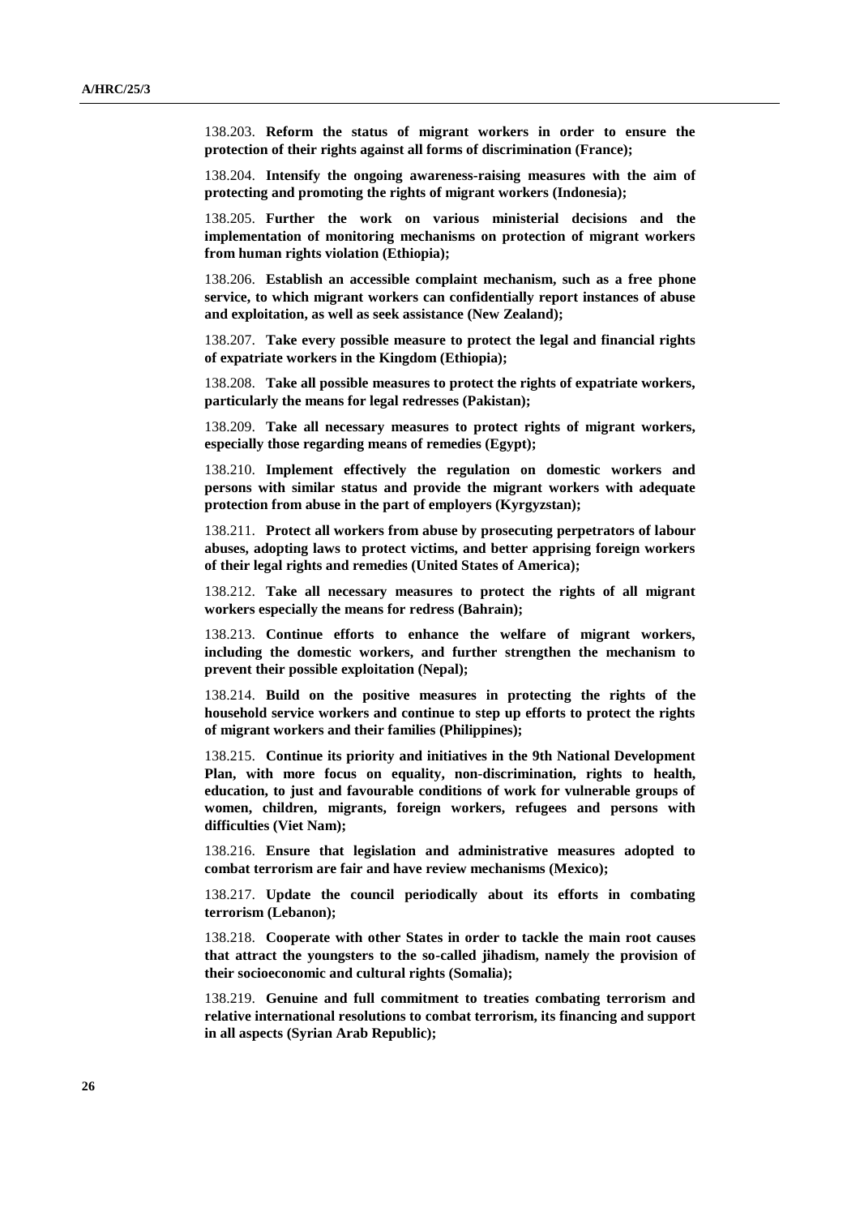138.203. **Reform the status of migrant workers in order to ensure the protection of their rights against all forms of discrimination (France);**

138.204. **Intensify the ongoing awareness-raising measures with the aim of protecting and promoting the rights of migrant workers (Indonesia);**

138.205. **Further the work on various ministerial decisions and the implementation of monitoring mechanisms on protection of migrant workers from human rights violation (Ethiopia);**

138.206. **Establish an accessible complaint mechanism, such as a free phone service, to which migrant workers can confidentially report instances of abuse and exploitation, as well as seek assistance (New Zealand);**

138.207. **Take every possible measure to protect the legal and financial rights of expatriate workers in the Kingdom (Ethiopia);**

138.208. **Take all possible measures to protect the rights of expatriate workers, particularly the means for legal redresses (Pakistan);**

138.209. **Take all necessary measures to protect rights of migrant workers, especially those regarding means of remedies (Egypt);**

138.210. **Implement effectively the regulation on domestic workers and persons with similar status and provide the migrant workers with adequate protection from abuse in the part of employers (Kyrgyzstan);**

138.211. **Protect all workers from abuse by prosecuting perpetrators of labour abuses, adopting laws to protect victims, and better apprising foreign workers of their legal rights and remedies (United States of America);**

138.212. **Take all necessary measures to protect the rights of all migrant workers especially the means for redress (Bahrain);**

138.213. **Continue efforts to enhance the welfare of migrant workers, including the domestic workers, and further strengthen the mechanism to prevent their possible exploitation (Nepal);**

138.214. **Build on the positive measures in protecting the rights of the household service workers and continue to step up efforts to protect the rights of migrant workers and their families (Philippines);**

138.215. **Continue its priority and initiatives in the 9th National Development Plan, with more focus on equality, non-discrimination, rights to health, education, to just and favourable conditions of work for vulnerable groups of women, children, migrants, foreign workers, refugees and persons with difficulties (Viet Nam);**

138.216. **Ensure that legislation and administrative measures adopted to combat terrorism are fair and have review mechanisms (Mexico);**

138.217. **Update the council periodically about its efforts in combating terrorism (Lebanon);**

138.218. **Cooperate with other States in order to tackle the main root causes that attract the youngsters to the so-called jihadism, namely the provision of their socioeconomic and cultural rights (Somalia);**

138.219. **Genuine and full commitment to treaties combating terrorism and relative international resolutions to combat terrorism, its financing and support in all aspects (Syrian Arab Republic);**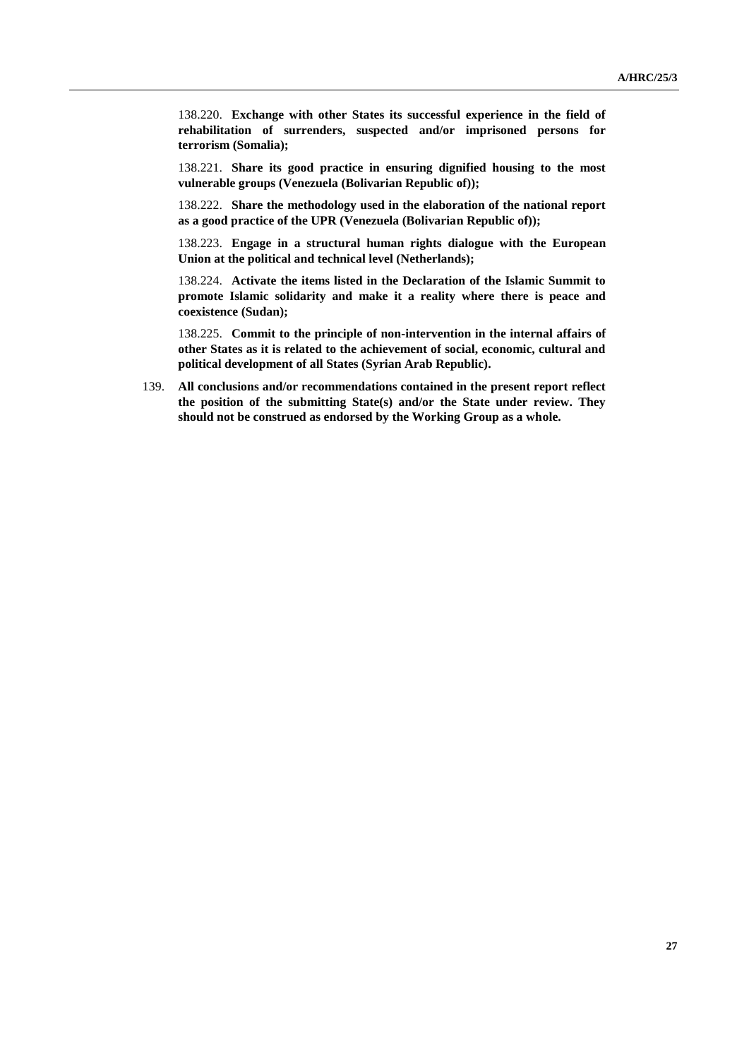138.220. **Exchange with other States its successful experience in the field of rehabilitation of surrenders, suspected and/or imprisoned persons for terrorism (Somalia);**

138.221. **Share its good practice in ensuring dignified housing to the most vulnerable groups (Venezuela (Bolivarian Republic of));**

138.222. **Share the methodology used in the elaboration of the national report as a good practice of the UPR (Venezuela (Bolivarian Republic of));**

138.223. **Engage in a structural human rights dialogue with the European Union at the political and technical level (Netherlands);**

138.224. **Activate the items listed in the Declaration of the Islamic Summit to promote Islamic solidarity and make it a reality where there is peace and coexistence (Sudan);**

138.225. **Commit to the principle of non-intervention in the internal affairs of other States as it is related to the achievement of social, economic, cultural and political development of all States (Syrian Arab Republic).**

139. **All conclusions and/or recommendations contained in the present report reflect the position of the submitting State(s) and/or the State under review. They should not be construed as endorsed by the Working Group as a whole.**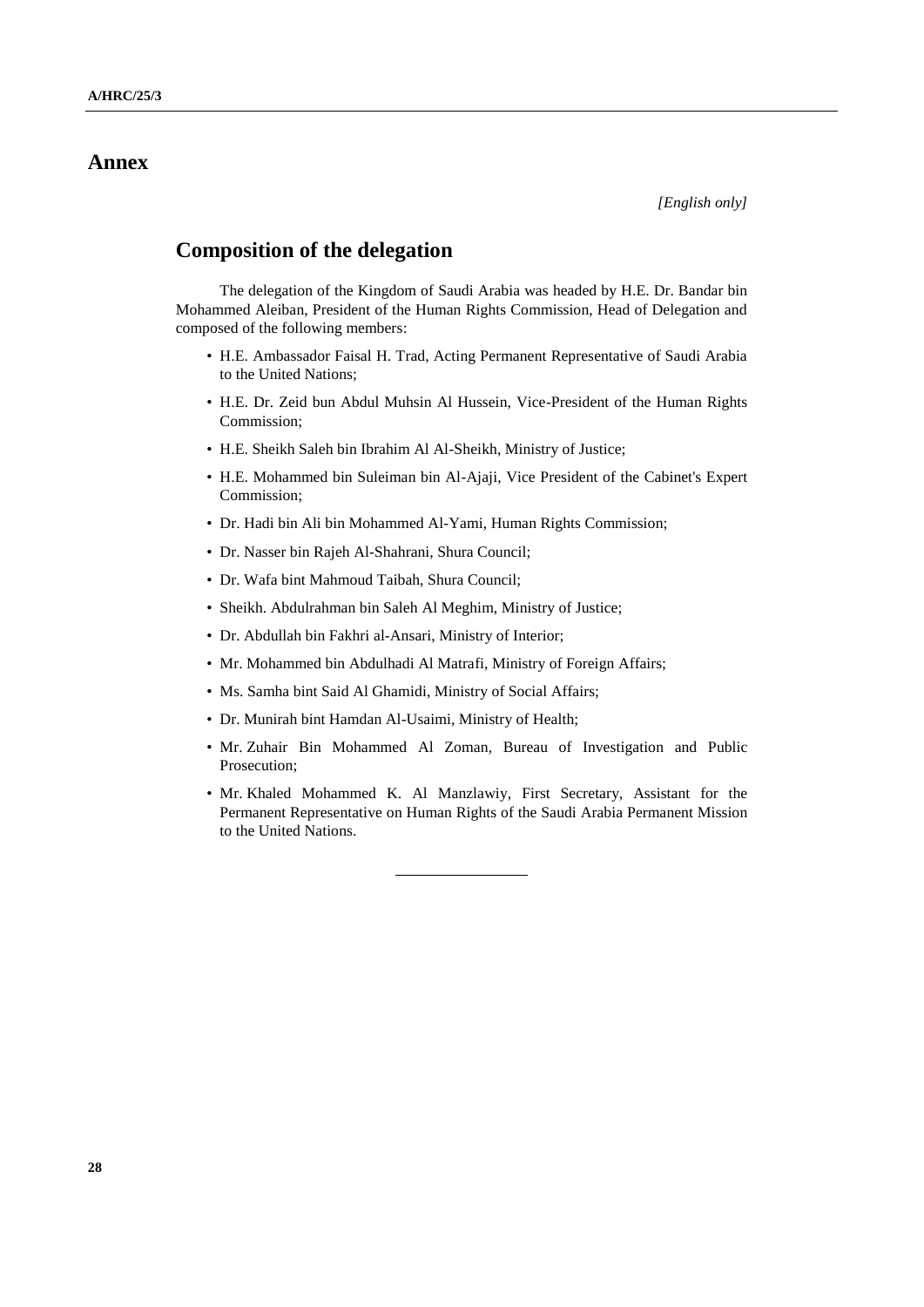# Annex

*[English only]*

## Composition of the delegation

The delegation of the Kingdom of Saudi Arabia was headed by H.E. Dr. Bandar bin Mohammed Aleiban, President of the Human Rights Commission, Head of Delegation and composed of the following members:

- H.E. Ambassador Faisal H. Trad, Acting Permanent Representative of Saudi Arabia to the United Nations;
- H.E. Dr. Zeid bun Abdul Muhsin Al Hussein, Vice-President of the Human Rights Commission;
- H.E. Sheikh Saleh bin Ibrahim Al Al-Sheikh, Ministry of Justice;
- H.E. Mohammed bin Suleiman bin Al-Ajaji, Vice President of the Cabinet's Expert Commission;
- Dr. Hadi bin Ali bin Mohammed Al-Yami, Human Rights Commission;
- Dr. Nasser bin Rajeh Al-Shahrani, Shura Council;
- Dr. Wafa bint Mahmoud Taibah, Shura Council;
- Sheikh. Abdulrahman bin Saleh Al Meghim, Ministry of Justice;
- Dr. Abdullah bin Fakhri al-Ansari, Ministry of Interior;
- Mr. Mohammed bin Abdulhadi Al Matrafi, Ministry of Foreign Affairs;
- Ms. Samha bint Said Al Ghamidi, Ministry of Social Affairs;
- Dr. Munirah bint Hamdan Al-Usaimi, Ministry of Health;
- Mr. Zuhair Bin Mohammed Al Zoman, Bureau of Investigation and Public Prosecution;
- Mr. Khaled Mohammed K. Al Manzlawiy, First Secretary, Assistant for the Permanent Representative on Human Rights of the Saudi Arabia Permanent Mission to the United Nations.